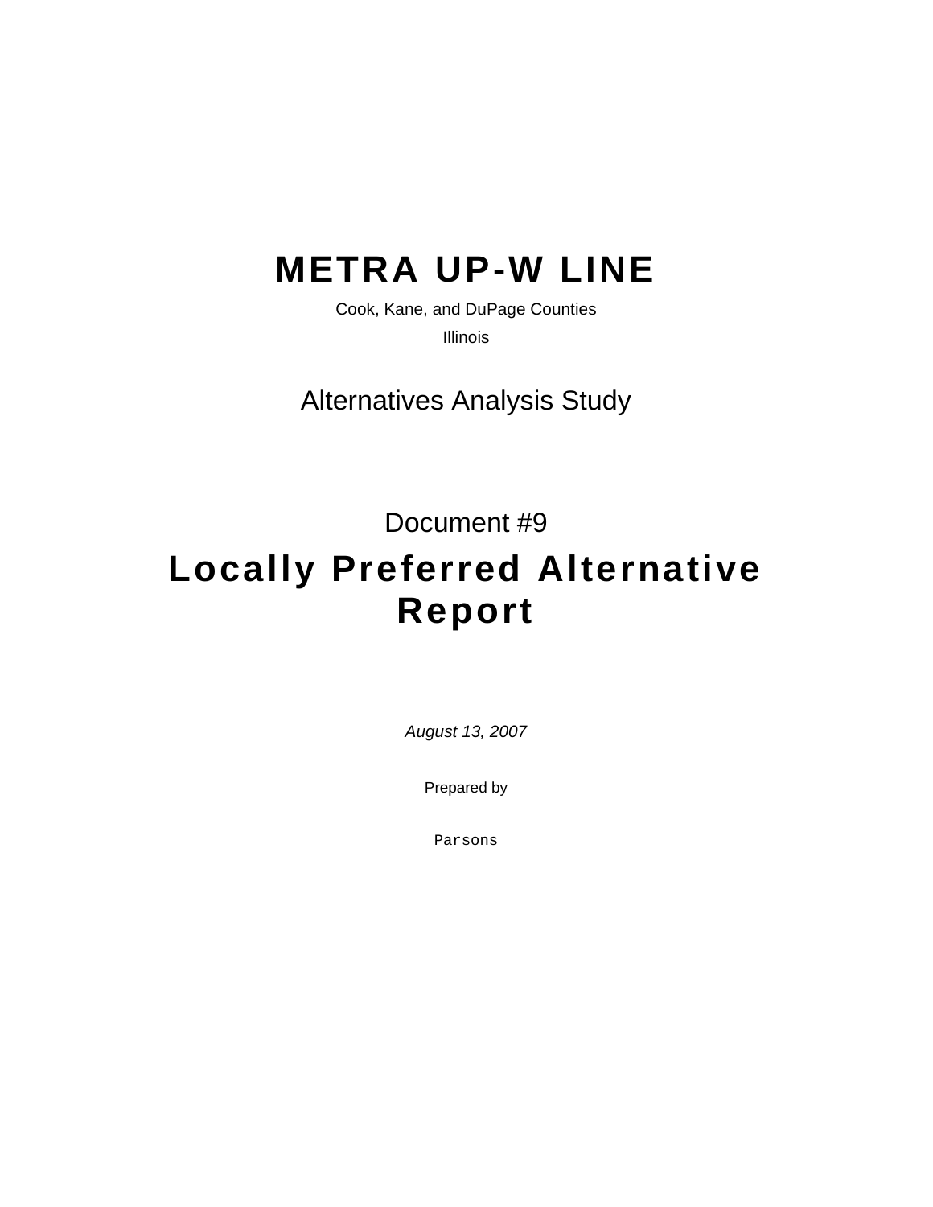# METRA UP-W LINE

Cook, Kane, and DuPage Counties

Illinois

## Alternatives Analysis Study

Document #9

# Locally Preferred Alternative Report

*August 13, 2007*

Prepared by

Parsons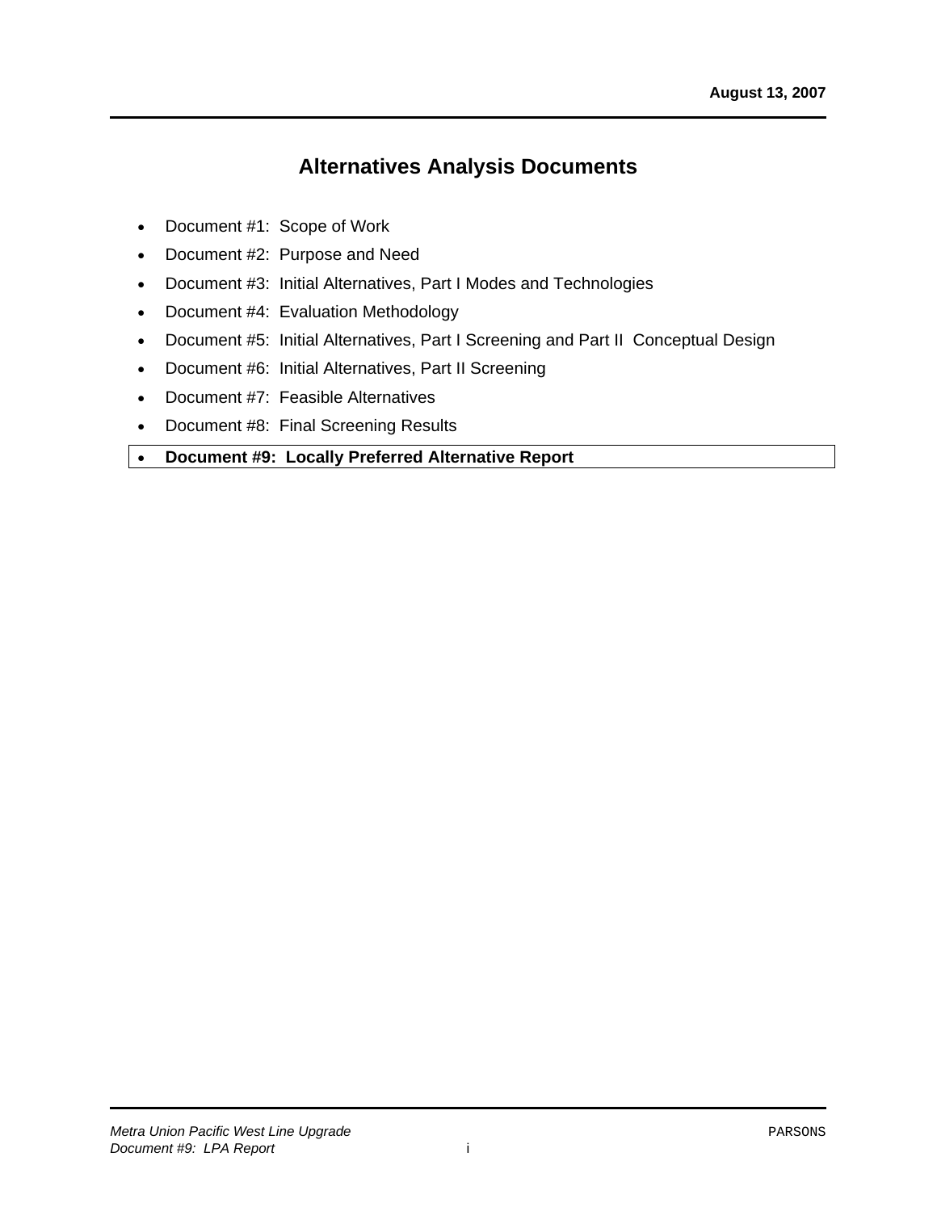August 13, 2007

# Alternatives Analysis Documents

- Document #1: Scope of Work
- Document #2: Purpose and Need
- Document #3: Initial Alternatives, Part I Modes and Technologies
- Document #4: Evaluation Methodology
- Document #5: Initial Alternatives, Part I Screening and Part II Conceptual Design
- Document #6: Initial Alternatives, Part II Screening
- Document #7: Feasible Alternatives
- Document #8: Final Screening Results
- **Document #9: Locally Preferred Alternative Report**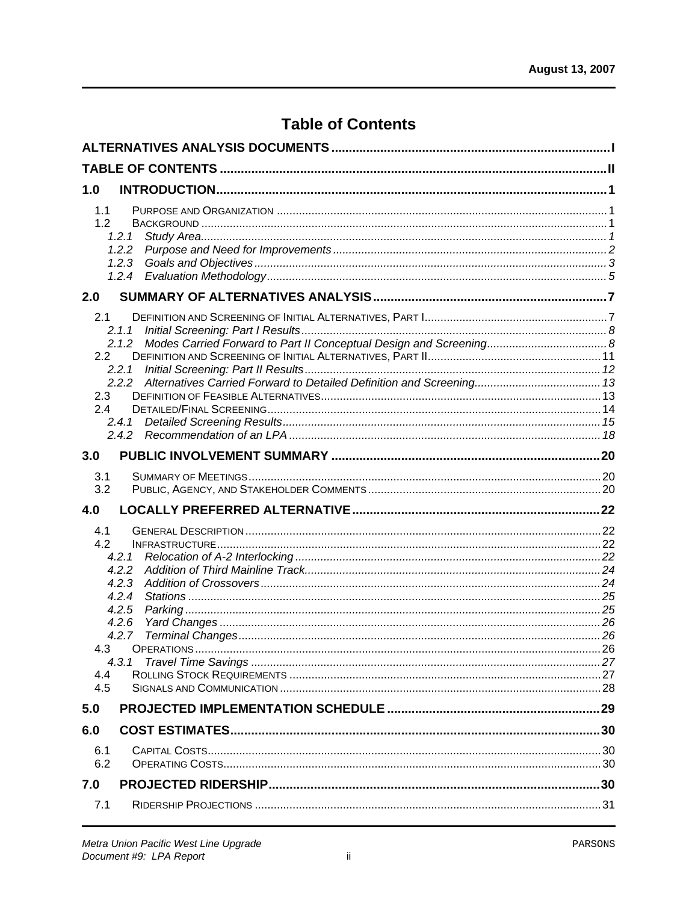# Table of Contents

**ALTERNATIVES ANALYSIS DOCUMENTS ..... I**

**TABLE OF CONTENTS ..... II**

**1.0 INTRODUCTION ..... 1**

- 1.1 PURPOSE AND ORGANIZATION ..... 1
- 1.2 BACKGROUND ..... 1
  - *1.2.1 Study Area ..... 1*
  - *1.2.2 Purpose and Need for Improvements ..... 2*
  - *1.2.3 Goals and Objectives ..... 3*
  - *1.2.4 Evaluation Methodology ..... 5*

**2.0 SUMMARY OF ALTERNATIVES ANALYSIS ..... 7**

- 2.1 DEFINITION AND SCREENING OF INITIAL ALTERNATIVES, PART I ..... 7
  - *2.1.1 Initial Screening: Part I Results ..... 8*
  - *2.1.2 Modes Carried Forward to Part II Conceptual Design and Screening ..... 8*
- 2.2 DEFINITION AND SCREENING OF INITIAL ALTERNATIVES, PART II ..... 11
  - *2.2.1 Initial Screening: Part II Results ..... 12*
  - *2.2.2 Alternatives Carried Forward to Detailed Definition and Screening ..... 13*
- 2.3 DEFINITION OF FEASIBLE ALTERNATIVES ..... 13
- 2.4 DETAILED/FINAL SCREENING ..... 14
  - *2.4.1 Detailed Screening Results ..... 15*
  - *2.4.2 Recommendation of an LPA ..... 18*

**3.0 PUBLIC INVOLVEMENT SUMMARY ..... 20**

- 3.1 SUMMARY OF MEETINGS ..... 20
- 3.2 PUBLIC, AGENCY, AND STAKEHOLDER COMMENTS ..... 20

**4.0 LOCALLY PREFERRED ALTERNATIVE ..... 22**

- 4.1 GENERAL DESCRIPTION ..... 22
- 4.2 INFRASTRUCTURE ..... 22
  - *4.2.1 Relocation of A-2 Interlocking ..... 22*
  - *4.2.2 Addition of Third Mainline Track ..... 24*
  - *4.2.3 Addition of Crossovers ..... 24*
  - *4.2.4 Stations ..... 25*
  - *4.2.5 Parking ..... 25*
  - *4.2.6 Yard Changes ..... 26*
  - *4.2.7 Terminal Changes ..... 26*
- 4.3 OPERATIONS ..... 26
  - *4.3.1 Travel Time Savings ..... 27*
- 4.4 ROLLING STOCK REQUIREMENTS ..... 27
- 4.5 SIGNALS AND COMMUNICATION ..... 28

**5.0 PROJECTED IMPLEMENTATION SCHEDULE ..... 29**

**6.0 COST ESTIMATES ..... 30**

- 6.1 CAPITAL COSTS ..... 30
- 6.2 OPERATING COSTS ..... 30

**7.0 PROJECTED RIDERSHIP ..... 30**

- 7.1 RIDERSHIP PROJECTIONS ..... 31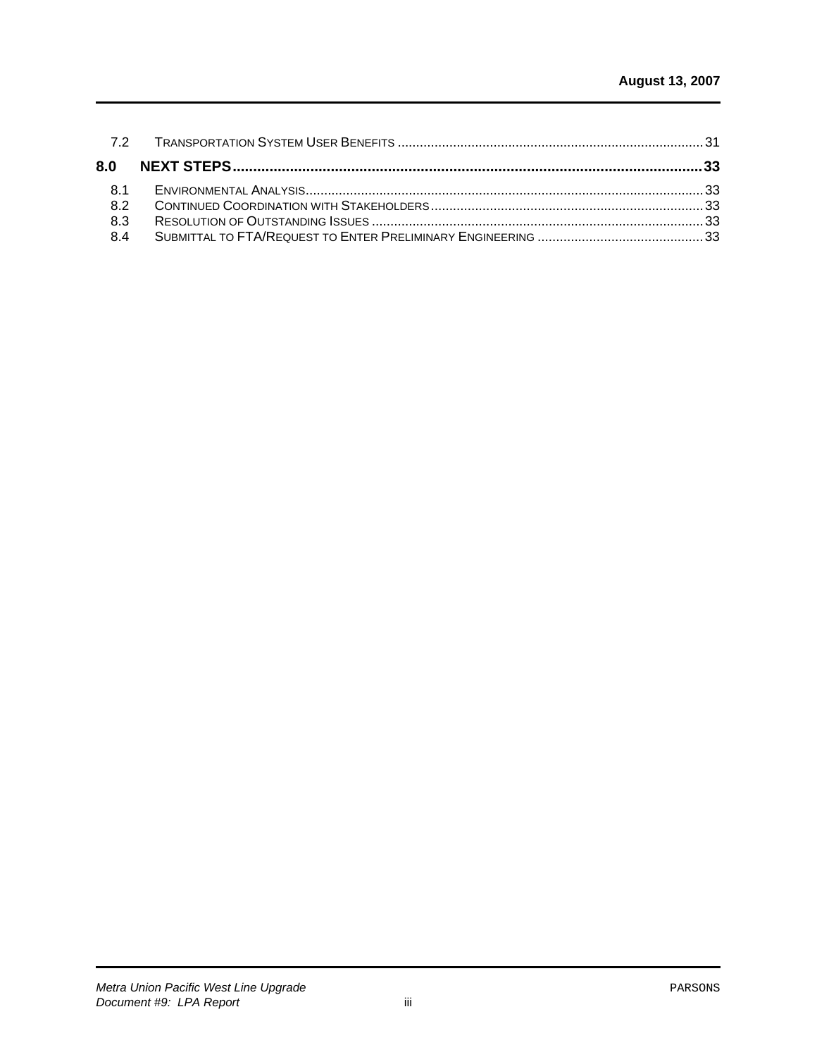7.2 TRANSPORTATION SYSTEM USER BENEFITS .......... 31

**8.0 NEXT STEPS .......... 33**

8.1 ENVIRONMENTAL ANALYSIS .......... 33
8.2 CONTINUED COORDINATION WITH STAKEHOLDERS .......... 33
8.3 RESOLUTION OF OUTSTANDING ISSUES .......... 33
8.4 SUBMITTAL TO FTA/REQUEST TO ENTER PRELIMINARY ENGINEERING .......... 33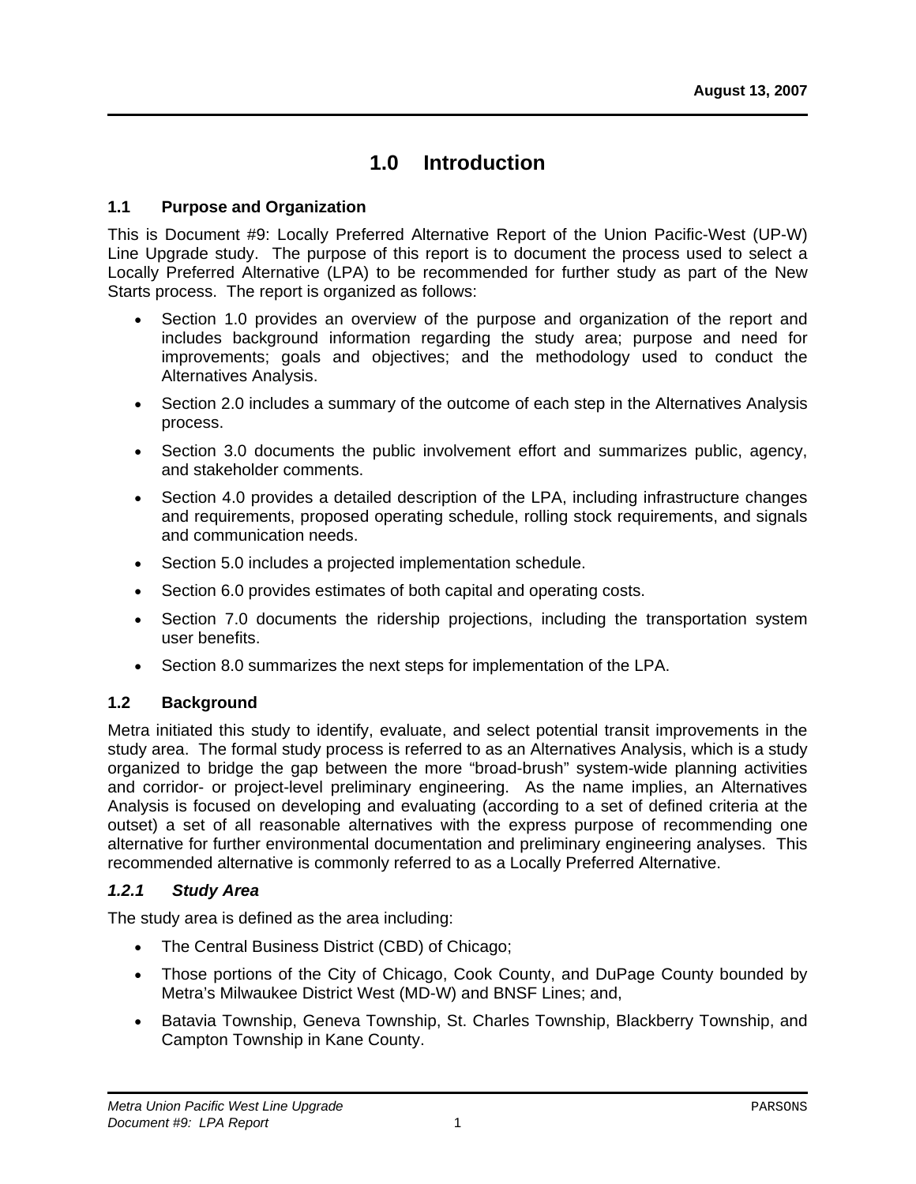# 1.0 Introduction

## 1.1 Purpose and Organization

This is Document #9: Locally Preferred Alternative Report of the Union Pacific-West (UP-W) Line Upgrade study. The purpose of this report is to document the process used to select a Locally Preferred Alternative (LPA) to be recommended for further study as part of the New Starts process. The report is organized as follows:

- Section 1.0 provides an overview of the purpose and organization of the report and includes background information regarding the study area; purpose and need for improvements; goals and objectives; and the methodology used to conduct the Alternatives Analysis.
- Section 2.0 includes a summary of the outcome of each step in the Alternatives Analysis process.
- Section 3.0 documents the public involvement effort and summarizes public, agency, and stakeholder comments.
- Section 4.0 provides a detailed description of the LPA, including infrastructure changes and requirements, proposed operating schedule, rolling stock requirements, and signals and communication needs.
- Section 5.0 includes a projected implementation schedule.
- Section 6.0 provides estimates of both capital and operating costs.
- Section 7.0 documents the ridership projections, including the transportation system user benefits.
- Section 8.0 summarizes the next steps for implementation of the LPA.

## 1.2 Background

Metra initiated this study to identify, evaluate, and select potential transit improvements in the study area. The formal study process is referred to as an Alternatives Analysis, which is a study organized to bridge the gap between the more "broad-brush" system-wide planning activities and corridor- or project-level preliminary engineering. As the name implies, an Alternatives Analysis is focused on developing and evaluating (according to a set of defined criteria at the outset) a set of all reasonable alternatives with the express purpose of recommending one alternative for further environmental documentation and preliminary engineering analyses. This recommended alternative is commonly referred to as a Locally Preferred Alternative.

### *1.2.1 Study Area*

The study area is defined as the area including:

- The Central Business District (CBD) of Chicago;
- Those portions of the City of Chicago, Cook County, and DuPage County bounded by Metra's Milwaukee District West (MD-W) and BNSF Lines; and,
- Batavia Township, Geneva Township, St. Charles Township, Blackberry Township, and Campton Township in Kane County.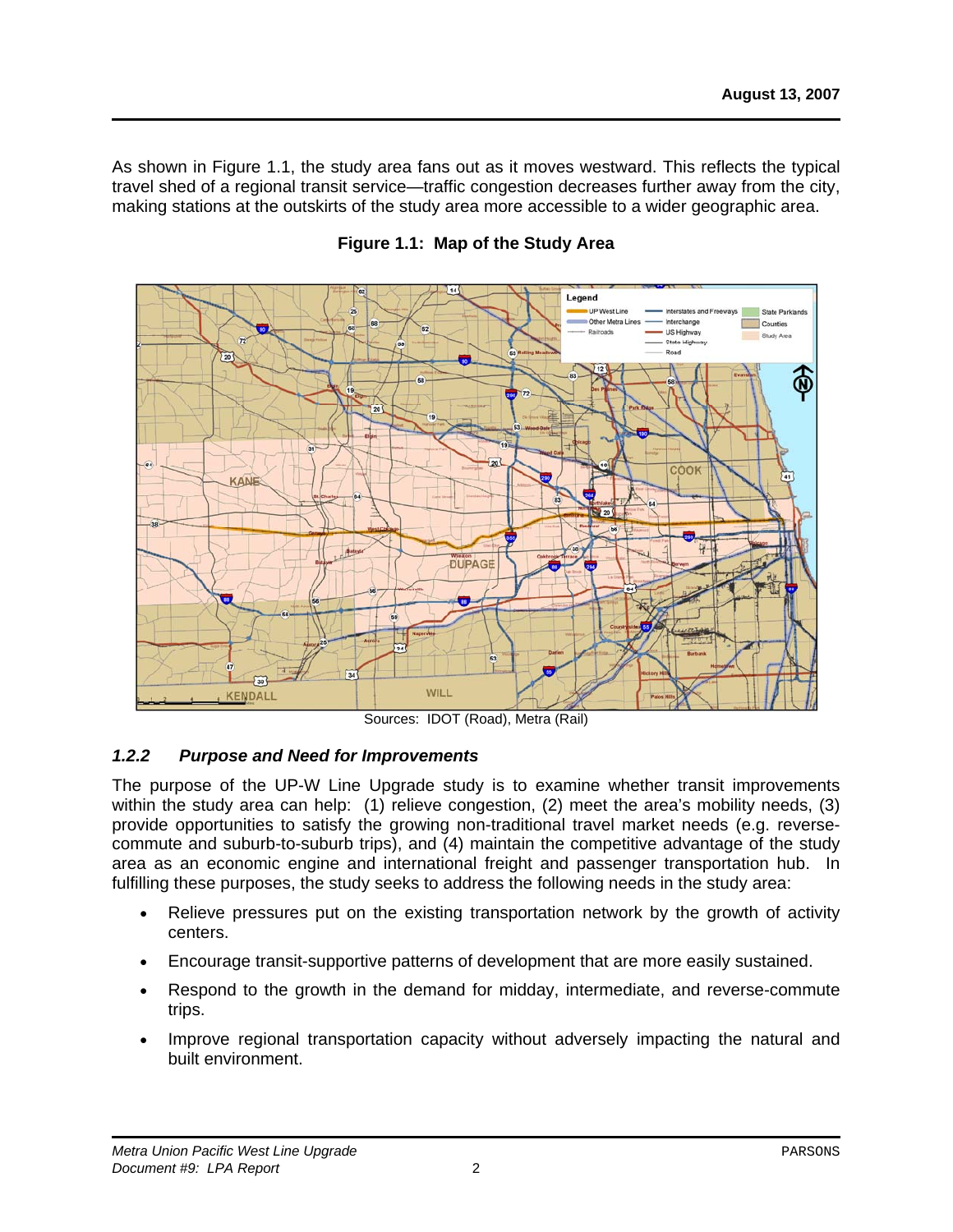As shown in Figure 1.1, the study area fans out as it moves westward. This reflects the typical travel shed of a regional transit service—traffic congestion decreases further away from the city, making stations at the outskirts of the study area more accessible to a wider geographic area.

**Figure 1.1: Map of the Study Area**

Sources: IDOT (Road), Metra (Rail)

### *1.2.2 Purpose and Need for Improvements*

The purpose of the UP-W Line Upgrade study is to examine whether transit improvements within the study area can help: (1) relieve congestion, (2) meet the area's mobility needs, (3) provide opportunities to satisfy the growing non-traditional travel market needs (e.g. reverse-commute and suburb-to-suburb trips), and (4) maintain the competitive advantage of the study area as an economic engine and international freight and passenger transportation hub. In fulfilling these purposes, the study seeks to address the following needs in the study area:

- Relieve pressures put on the existing transportation network by the growth of activity centers.
- Encourage transit-supportive patterns of development that are more easily sustained.
- Respond to the growth in the demand for midday, intermediate, and reverse-commute trips.
- Improve regional transportation capacity without adversely impacting the natural and built environment.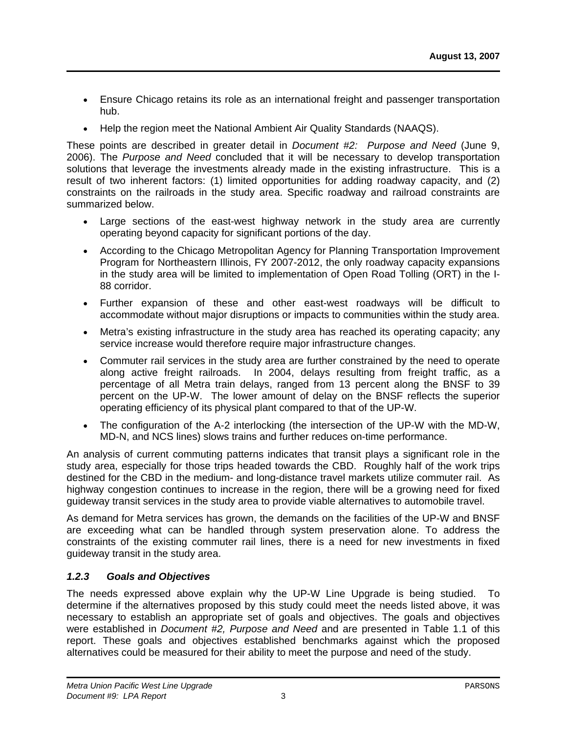- Ensure Chicago retains its role as an international freight and passenger transportation hub.
- Help the region meet the National Ambient Air Quality Standards (NAAQS).

These points are described in greater detail in *Document #2: Purpose and Need* (June 9, 2006). The *Purpose and Need* concluded that it will be necessary to develop transportation solutions that leverage the investments already made in the existing infrastructure. This is a result of two inherent factors: (1) limited opportunities for adding roadway capacity, and (2) constraints on the railroads in the study area. Specific roadway and railroad constraints are summarized below.

- Large sections of the east-west highway network in the study area are currently operating beyond capacity for significant portions of the day.
- According to the Chicago Metropolitan Agency for Planning Transportation Improvement Program for Northeastern Illinois, FY 2007-2012, the only roadway capacity expansions in the study area will be limited to implementation of Open Road Tolling (ORT) in the I-88 corridor.
- Further expansion of these and other east-west roadways will be difficult to accommodate without major disruptions or impacts to communities within the study area.
- Metra's existing infrastructure in the study area has reached its operating capacity; any service increase would therefore require major infrastructure changes.
- Commuter rail services in the study area are further constrained by the need to operate along active freight railroads. In 2004, delays resulting from freight traffic, as a percentage of all Metra train delays, ranged from 13 percent along the BNSF to 39 percent on the UP-W. The lower amount of delay on the BNSF reflects the superior operating efficiency of its physical plant compared to that of the UP-W.
- The configuration of the A-2 interlocking (the intersection of the UP-W with the MD-W, MD-N, and NCS lines) slows trains and further reduces on-time performance.

An analysis of current commuting patterns indicates that transit plays a significant role in the study area, especially for those trips headed towards the CBD. Roughly half of the work trips destined for the CBD in the medium- and long-distance travel markets utilize commuter rail. As highway congestion continues to increase in the region, there will be a growing need for fixed guideway transit services in the study area to provide viable alternatives to automobile travel.

As demand for Metra services has grown, the demands on the facilities of the UP-W and BNSF are exceeding what can be handled through system preservation alone. To address the constraints of the existing commuter rail lines, there is a need for new investments in fixed guideway transit in the study area.

### *1.2.3 Goals and Objectives*

The needs expressed above explain why the UP-W Line Upgrade is being studied. To determine if the alternatives proposed by this study could meet the needs listed above, it was necessary to establish an appropriate set of goals and objectives. The goals and objectives were established in *Document #2, Purpose and Need* and are presented in Table 1.1 of this report. These goals and objectives established benchmarks against which the proposed alternatives could be measured for their ability to meet the purpose and need of the study.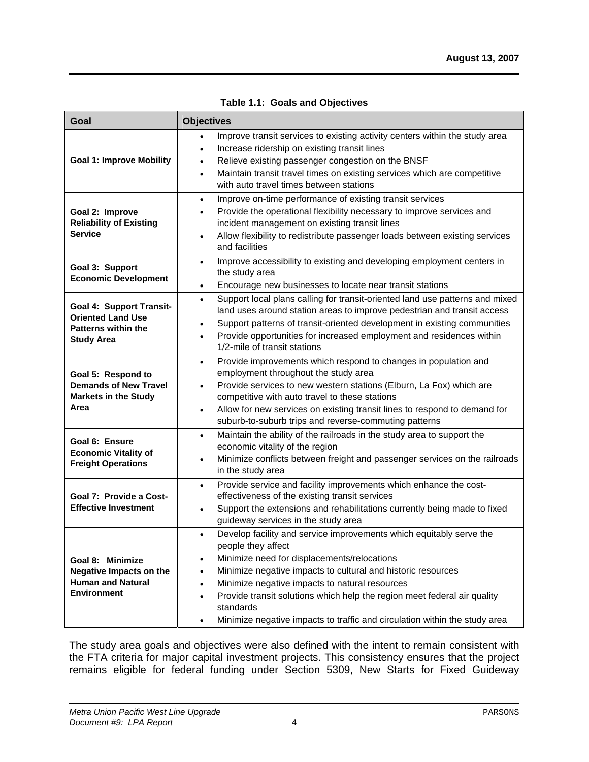**Table 1.1: Goals and Objectives**

| Goal | Objectives |
|---|---|
| **Goal 1: Improve Mobility** | • Improve transit services to existing activity centers within the study area<br>• Increase ridership on existing transit lines<br>• Relieve existing passenger congestion on the BNSF<br>• Maintain transit travel times on existing services which are competitive with auto travel times between stations |
| **Goal 2: Improve Reliability of Existing Service** | • Improve on-time performance of existing transit services<br>• Provide the operational flexibility necessary to improve services and incident management on existing transit lines<br>• Allow flexibility to redistribute passenger loads between existing services and facilities |
| **Goal 3: Support Economic Development** | • Improve accessibility to existing and developing employment centers in the study area<br>• Encourage new businesses to locate near transit stations |
| **Goal 4: Support Transit-Oriented Land Use Patterns within the Study Area** | • Support local plans calling for transit-oriented land use patterns and mixed land uses around station areas to improve pedestrian and transit access<br>• Support patterns of transit-oriented development in existing communities<br>• Provide opportunities for increased employment and residences within 1/2-mile of transit stations |
| **Goal 5: Respond to Demands of New Travel Markets in the Study Area** | • Provide improvements which respond to changes in population and employment throughout the study area<br>• Provide services to new western stations (Elburn, La Fox) which are competitive with auto travel to these stations<br>• Allow for new services on existing transit lines to respond to demand for suburb-to-suburb trips and reverse-commuting patterns |
| **Goal 6: Ensure Economic Vitality of Freight Operations** | • Maintain the ability of the railroads in the study area to support the economic vitality of the region<br>• Minimize conflicts between freight and passenger services on the railroads in the study area |
| **Goal 7: Provide a Cost-Effective Investment** | • Provide service and facility improvements which enhance the cost-effectiveness of the existing transit services<br>• Support the extensions and rehabilitations currently being made to fixed guideway services in the study area |
| **Goal 8: Minimize Negative Impacts on the Human and Natural Environment** | • Develop facility and service improvements which equitably serve the people they affect<br>• Minimize need for displacements/relocations<br>• Minimize negative impacts to cultural and historic resources<br>• Minimize negative impacts to natural resources<br>• Provide transit solutions which help the region meet federal air quality standards<br>• Minimize negative impacts to traffic and circulation within the study area |

The study area goals and objectives were also defined with the intent to remain consistent with the FTA criteria for major capital investment projects. This consistency ensures that the project remains eligible for federal funding under Section 5309, New Starts for Fixed Guideway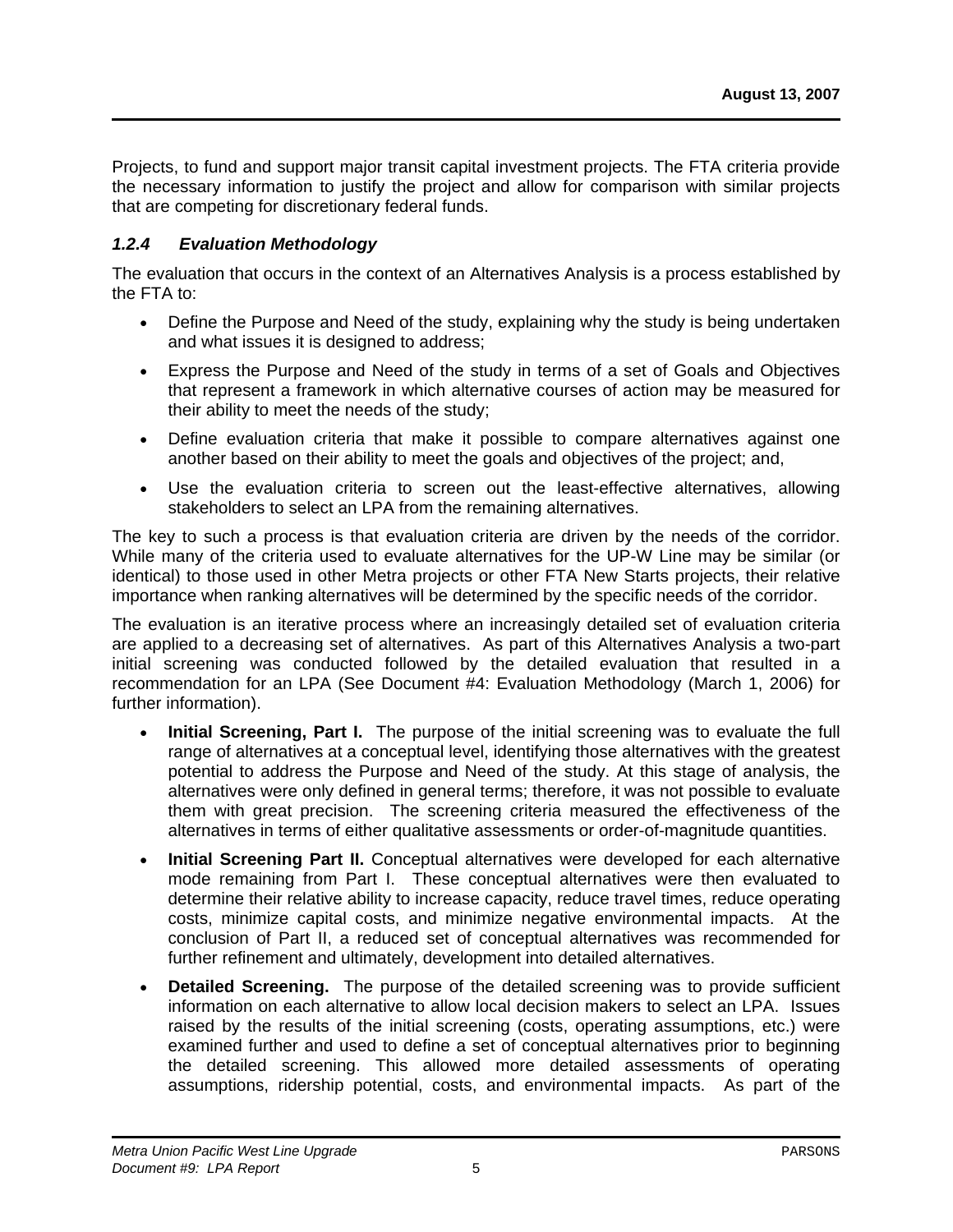Projects, to fund and support major transit capital investment projects. The FTA criteria provide the necessary information to justify the project and allow for comparison with similar projects that are competing for discretionary federal funds.

### *1.2.4 Evaluation Methodology*

The evaluation that occurs in the context of an Alternatives Analysis is a process established by the FTA to:

- Define the Purpose and Need of the study, explaining why the study is being undertaken and what issues it is designed to address;
- Express the Purpose and Need of the study in terms of a set of Goals and Objectives that represent a framework in which alternative courses of action may be measured for their ability to meet the needs of the study;
- Define evaluation criteria that make it possible to compare alternatives against one another based on their ability to meet the goals and objectives of the project; and,
- Use the evaluation criteria to screen out the least-effective alternatives, allowing stakeholders to select an LPA from the remaining alternatives.

The key to such a process is that evaluation criteria are driven by the needs of the corridor. While many of the criteria used to evaluate alternatives for the UP-W Line may be similar (or identical) to those used in other Metra projects or other FTA New Starts projects, their relative importance when ranking alternatives will be determined by the specific needs of the corridor.

The evaluation is an iterative process where an increasingly detailed set of evaluation criteria are applied to a decreasing set of alternatives. As part of this Alternatives Analysis a two-part initial screening was conducted followed by the detailed evaluation that resulted in a recommendation for an LPA (See Document #4: Evaluation Methodology (March 1, 2006) for further information).

- **Initial Screening, Part I.** The purpose of the initial screening was to evaluate the full range of alternatives at a conceptual level, identifying those alternatives with the greatest potential to address the Purpose and Need of the study. At this stage of analysis, the alternatives were only defined in general terms; therefore, it was not possible to evaluate them with great precision. The screening criteria measured the effectiveness of the alternatives in terms of either qualitative assessments or order-of-magnitude quantities.
- **Initial Screening Part II.** Conceptual alternatives were developed for each alternative mode remaining from Part I. These conceptual alternatives were then evaluated to determine their relative ability to increase capacity, reduce travel times, reduce operating costs, minimize capital costs, and minimize negative environmental impacts. At the conclusion of Part II, a reduced set of conceptual alternatives was recommended for further refinement and ultimately, development into detailed alternatives.
- **Detailed Screening.** The purpose of the detailed screening was to provide sufficient information on each alternative to allow local decision makers to select an LPA. Issues raised by the results of the initial screening (costs, operating assumptions, etc.) were examined further and used to define a set of conceptual alternatives prior to beginning the detailed screening. This allowed more detailed assessments of operating assumptions, ridership potential, costs, and environmental impacts. As part of the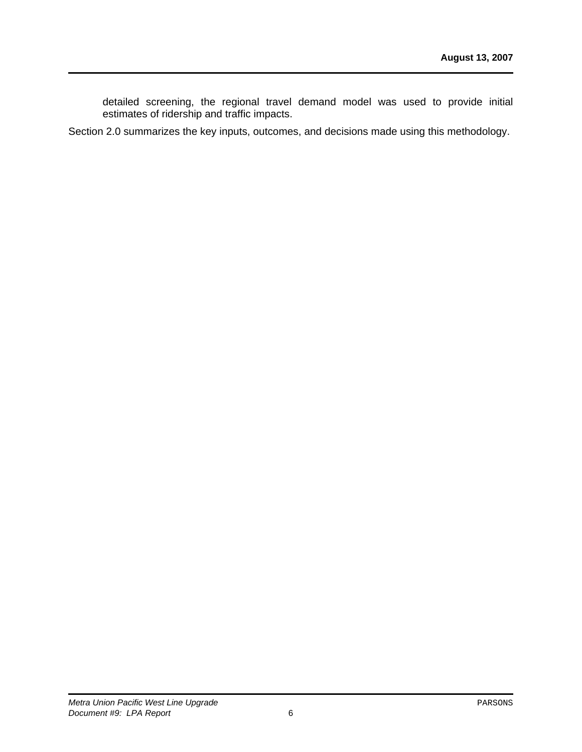detailed screening, the regional travel demand model was used to provide initial estimates of ridership and traffic impacts.

Section 2.0 summarizes the key inputs, outcomes, and decisions made using this methodology.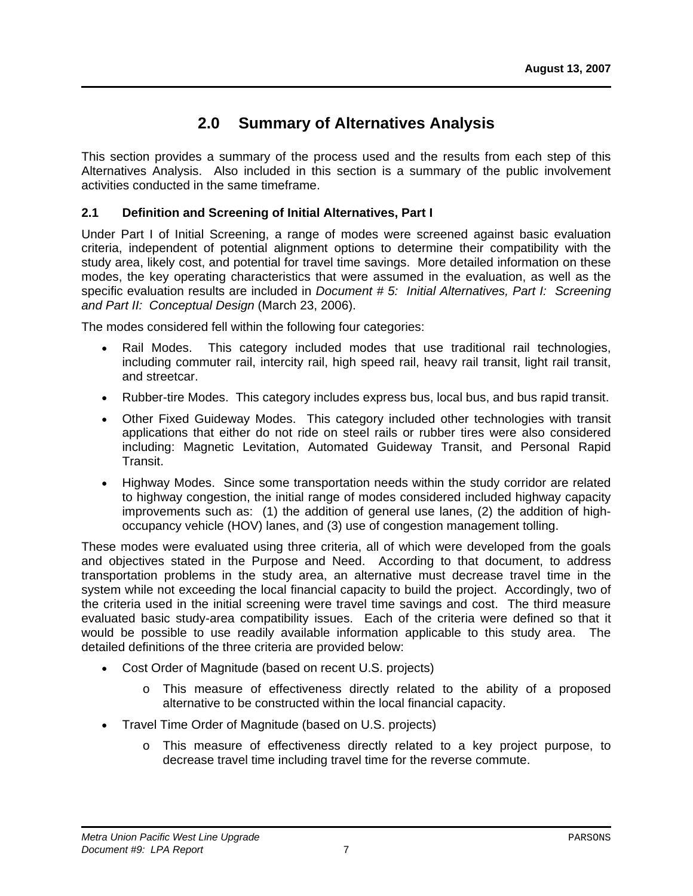# 2.0 Summary of Alternatives Analysis

This section provides a summary of the process used and the results from each step of this Alternatives Analysis. Also included in this section is a summary of the public involvement activities conducted in the same timeframe.

## 2.1 Definition and Screening of Initial Alternatives, Part I

Under Part I of Initial Screening, a range of modes were screened against basic evaluation criteria, independent of potential alignment options to determine their compatibility with the study area, likely cost, and potential for travel time savings. More detailed information on these modes, the key operating characteristics that were assumed in the evaluation, as well as the specific evaluation results are included in *Document # 5: Initial Alternatives, Part I: Screening and Part II: Conceptual Design* (March 23, 2006).

The modes considered fell within the following four categories:

- Rail Modes. This category included modes that use traditional rail technologies, including commuter rail, intercity rail, high speed rail, heavy rail transit, light rail transit, and streetcar.
- Rubber-tire Modes. This category includes express bus, local bus, and bus rapid transit.
- Other Fixed Guideway Modes. This category included other technologies with transit applications that either do not ride on steel rails or rubber tires were also considered including: Magnetic Levitation, Automated Guideway Transit, and Personal Rapid Transit.
- Highway Modes. Since some transportation needs within the study corridor are related to highway congestion, the initial range of modes considered included highway capacity improvements such as: (1) the addition of general use lanes, (2) the addition of high-occupancy vehicle (HOV) lanes, and (3) use of congestion management tolling.

These modes were evaluated using three criteria, all of which were developed from the goals and objectives stated in the Purpose and Need. According to that document, to address transportation problems in the study area, an alternative must decrease travel time in the system while not exceeding the local financial capacity to build the project. Accordingly, two of the criteria used in the initial screening were travel time savings and cost. The third measure evaluated basic study-area compatibility issues. Each of the criteria were defined so that it would be possible to use readily available information applicable to this study area. The detailed definitions of the three criteria are provided below:

- Cost Order of Magnitude (based on recent U.S. projects)
  - This measure of effectiveness directly related to the ability of a proposed alternative to be constructed within the local financial capacity.
- Travel Time Order of Magnitude (based on U.S. projects)
  - This measure of effectiveness directly related to a key project purpose, to decrease travel time including travel time for the reverse commute.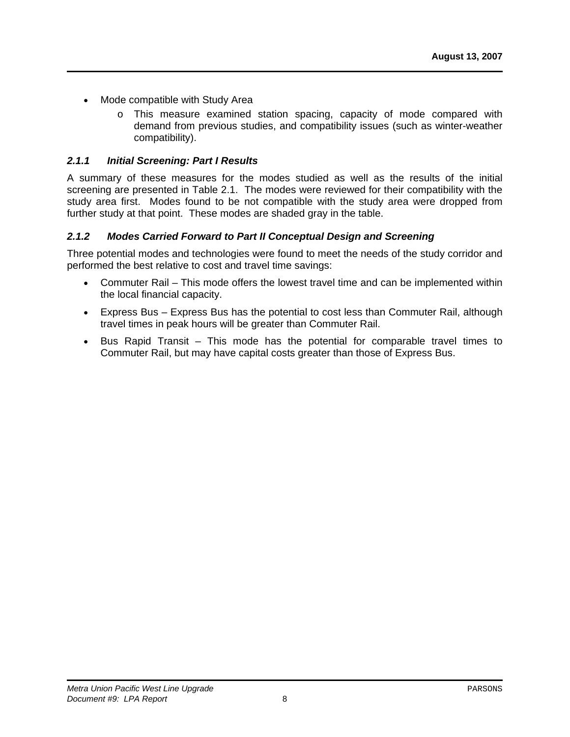- Mode compatible with Study Area
  - This measure examined station spacing, capacity of mode compared with demand from previous studies, and compatibility issues (such as winter-weather compatibility).

### *2.1.1 Initial Screening: Part I Results*

A summary of these measures for the modes studied as well as the results of the initial screening are presented in Table 2.1. The modes were reviewed for their compatibility with the study area first. Modes found to be not compatible with the study area were dropped from further study at that point. These modes are shaded gray in the table.

### *2.1.2 Modes Carried Forward to Part II Conceptual Design and Screening*

Three potential modes and technologies were found to meet the needs of the study corridor and performed the best relative to cost and travel time savings:

- Commuter Rail – This mode offers the lowest travel time and can be implemented within the local financial capacity.
- Express Bus – Express Bus has the potential to cost less than Commuter Rail, although travel times in peak hours will be greater than Commuter Rail.
- Bus Rapid Transit – This mode has the potential for comparable travel times to Commuter Rail, but may have capital costs greater than those of Express Bus.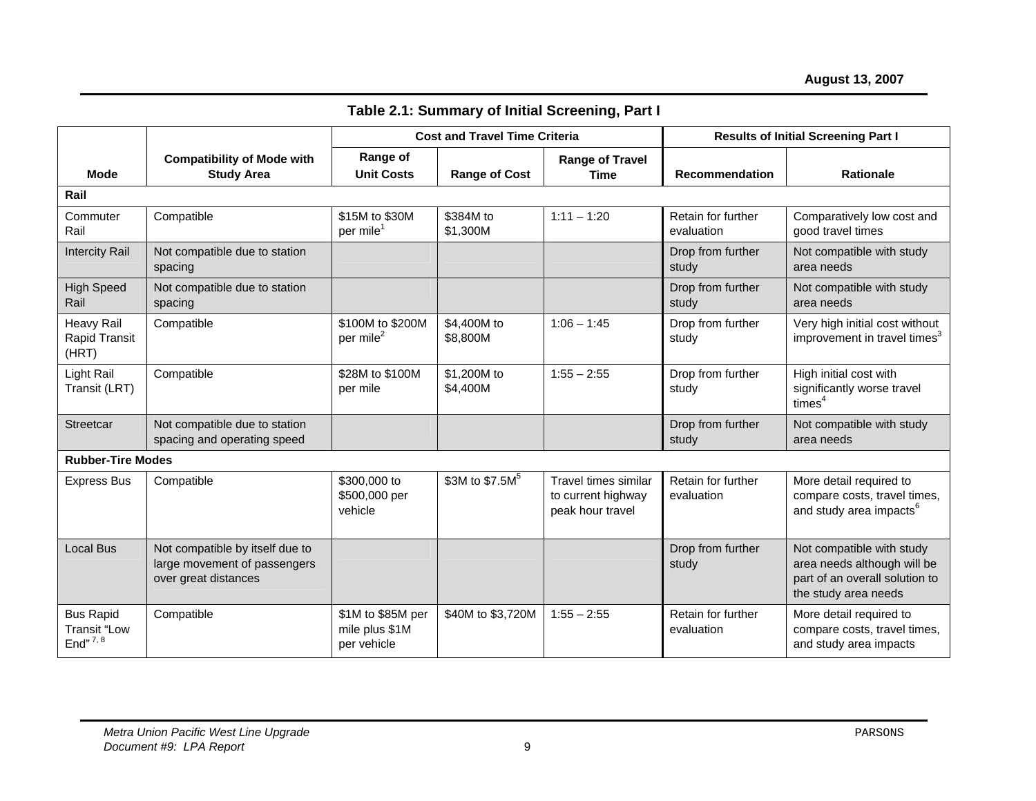## Table 2.1: Summary of Initial Screening, Part I

| Mode | Compatibility of Mode with Study Area | Cost and Travel Time Criteria | | | Results of Initial Screening Part I | |
|---|---|---|---|---|---|---|
| | | Range of Unit Costs | Range of Cost | Range of Travel Time | Recommendation | Rationale |
| **Rail** | | | | | | |
| Commuter Rail | Compatible | \$15M to \$30M per mile[1] | \$384M to \$1,300M | 1:11 – 1:20 | Retain for further evaluation | Comparatively low cost and good travel times |
| Intercity Rail | Not compatible due to station spacing | | | | Drop from further study | Not compatible with study area needs |
| High Speed Rail | Not compatible due to station spacing | | | | Drop from further study | Not compatible with study area needs |
| Heavy Rail Rapid Transit (HRT) | Compatible | \$100M to \$200M per mile[2] | \$4,400M to \$8,800M | 1:06 – 1:45 | Drop from further study | Very high initial cost without improvement in travel times[3] |
| Light Rail Transit (LRT) | Compatible | \$28M to \$100M per mile | \$1,200M to \$4,400M | 1:55 – 2:55 | Drop from further study | High initial cost with significantly worse travel times[4] |
| Streetcar | Not compatible due to station spacing and operating speed | | | | Drop from further study | Not compatible with study area needs |
| **Rubber-Tire Modes** | | | | | | |
| Express Bus | Compatible | \$300,000 to \$500,000 per vehicle | \$3M to \$7.5M[5] | Travel times similar to current highway peak hour travel | Retain for further evaluation | More detail required to compare costs, travel times, and study area impacts[6] |
| Local Bus | Not compatible by itself due to large movement of passengers over great distances | | | | Drop from further study | Not compatible with study area needs although will be part of an overall solution to the study area needs |
| Bus Rapid Transit "Low End"[7, 8] | Compatible | \$1M to \$85M per mile plus \$1M per vehicle | \$40M to \$3,720M | 1:55 – 2:55 | Retain for further evaluation | More detail required to compare costs, travel times, and study area impacts |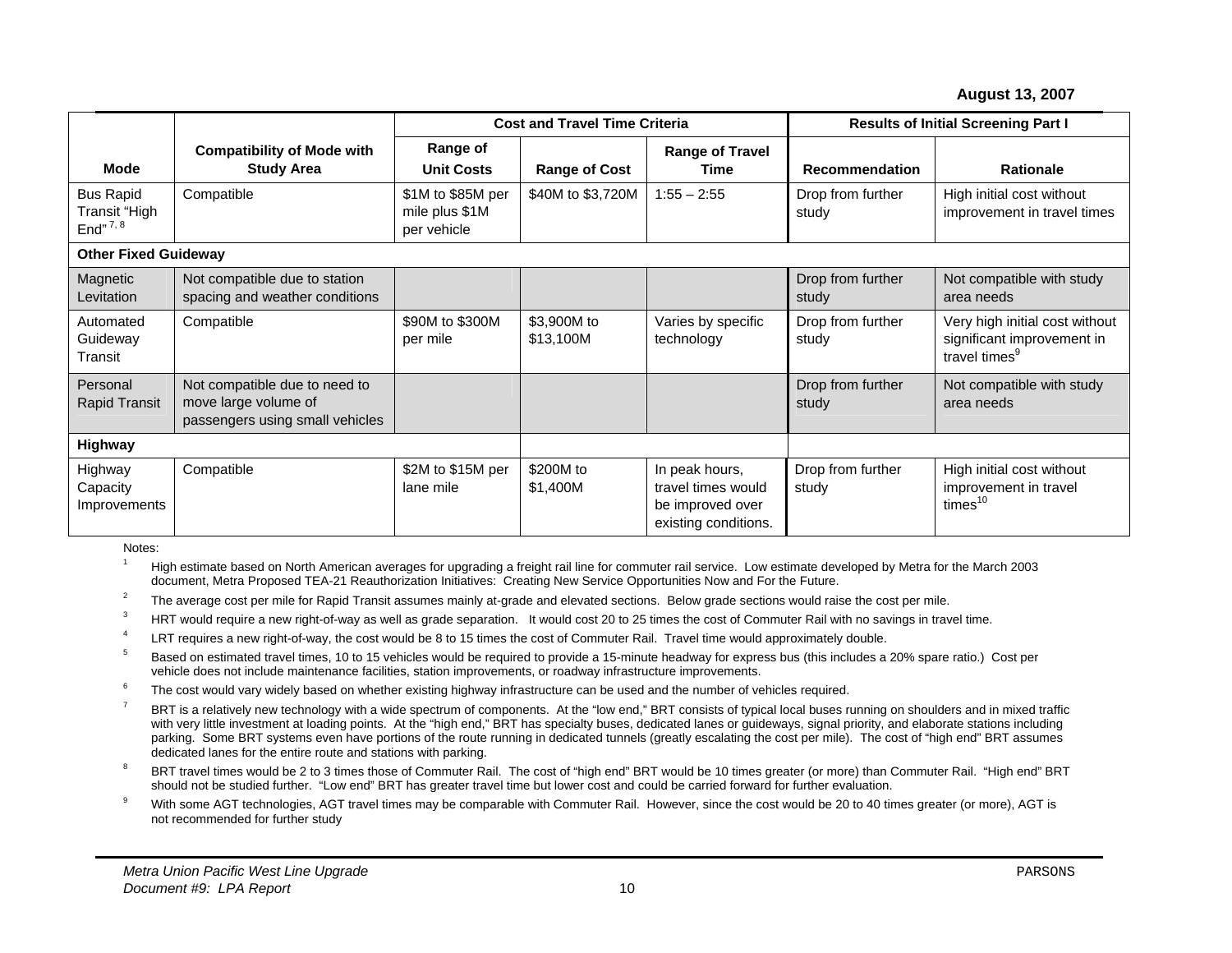August 13, 2007

| Mode | Compatibility of Mode with Study Area | Cost and Travel Time Criteria | | | Results of Initial Screening Part I | |
|---|---|---|---|---|---|---|
| | | Range of Unit Costs | Range of Cost | Range of Travel Time | Recommendation | Rationale |
| Bus Rapid Transit "High End"[7, 8] | Compatible | $1M to $85M per mile plus $1M per vehicle | $40M to $3,720M | 1:55 – 2:55 | Drop from further study | High initial cost without improvement in travel times |
| **Other Fixed Guideway** | | | | | | |
| Magnetic Levitation | Not compatible due to station spacing and weather conditions | | | | Drop from further study | Not compatible with study area needs |
| Automated Guideway Transit | Compatible | $90M to $300M per mile | $3,900M to $13,100M | Varies by specific technology | Drop from further study | Very high initial cost without significant improvement in travel times[9] |
| Personal Rapid Transit | Not compatible due to need to move large volume of passengers using small vehicles | | | | Drop from further study | Not compatible with study area needs |
| **Highway** | | | | | | |
| Highway Capacity Improvements | Compatible | $2M to $15M per lane mile | $200M to $1,400M | In peak hours, travel times would be improved over existing conditions. | Drop from further study | High initial cost without improvement in travel times[10] |

Notes:

1. High estimate based on North American averages for upgrading a freight rail line for commuter rail service. Low estimate developed by Metra for the March 2003 document, Metra Proposed TEA-21 Reauthorization Initiatives: Creating New Service Opportunities Now and For the Future.
2. The average cost per mile for Rapid Transit assumes mainly at-grade and elevated sections. Below grade sections would raise the cost per mile.
3. HRT would require a new right-of-way as well as grade separation. It would cost 20 to 25 times the cost of Commuter Rail with no savings in travel time.
4. LRT requires a new right-of-way, the cost would be 8 to 15 times the cost of Commuter Rail. Travel time would approximately double.
5. Based on estimated travel times, 10 to 15 vehicles would be required to provide a 15-minute headway for express bus (this includes a 20% spare ratio.) Cost per vehicle does not include maintenance facilities, station improvements, or roadway infrastructure improvements.
6. The cost would vary widely based on whether existing highway infrastructure can be used and the number of vehicles required.
7. BRT is a relatively new technology with a wide spectrum of components. At the "low end," BRT consists of typical local buses running on shoulders and in mixed traffic with very little investment at loading points. At the "high end," BRT has specialty buses, dedicated lanes or guideways, signal priority, and elaborate stations including parking. Some BRT systems even have portions of the route running in dedicated tunnels (greatly escalating the cost per mile). The cost of "high end" BRT assumes dedicated lanes for the entire route and stations with parking.
8. BRT travel times would be 2 to 3 times those of Commuter Rail. The cost of "high end" BRT would be 10 times greater (or more) than Commuter Rail. "High end" BRT should not be studied further. "Low end" BRT has greater travel time but lower cost and could be carried forward for further evaluation.
9. With some AGT technologies, AGT travel times may be comparable with Commuter Rail. However, since the cost would be 20 to 40 times greater (or more), AGT is not recommended for further study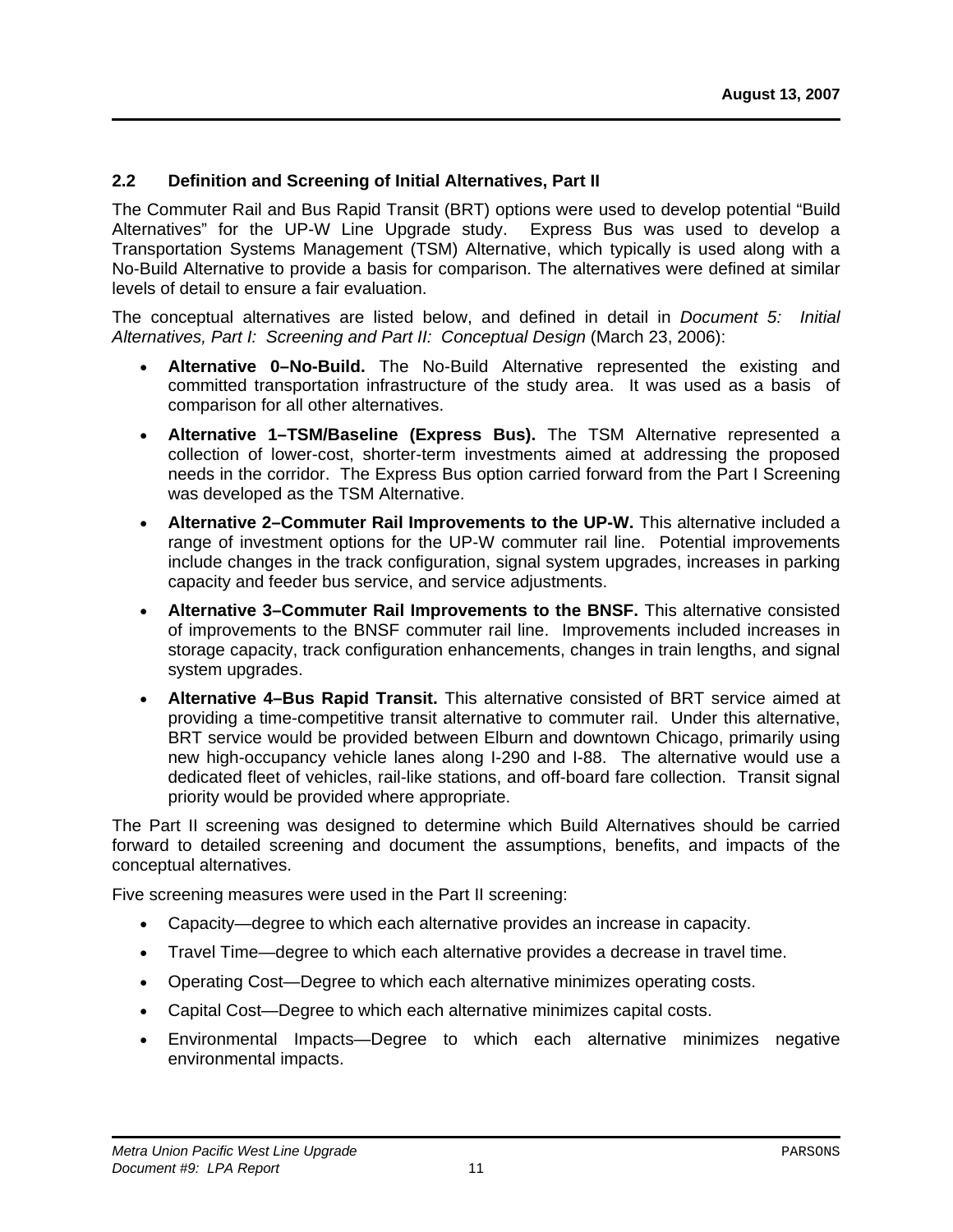## 2.2 Definition and Screening of Initial Alternatives, Part II

The Commuter Rail and Bus Rapid Transit (BRT) options were used to develop potential "Build Alternatives" for the UP-W Line Upgrade study. Express Bus was used to develop a Transportation Systems Management (TSM) Alternative, which typically is used along with a No-Build Alternative to provide a basis for comparison. The alternatives were defined at similar levels of detail to ensure a fair evaluation.

The conceptual alternatives are listed below, and defined in detail in *Document 5: Initial Alternatives, Part I: Screening and Part II: Conceptual Design* (March 23, 2006):

- **Alternative 0–No-Build.** The No-Build Alternative represented the existing and committed transportation infrastructure of the study area. It was used as a basis of comparison for all other alternatives.
- **Alternative 1–TSM/Baseline (Express Bus).** The TSM Alternative represented a collection of lower-cost, shorter-term investments aimed at addressing the proposed needs in the corridor. The Express Bus option carried forward from the Part I Screening was developed as the TSM Alternative.
- **Alternative 2–Commuter Rail Improvements to the UP-W.** This alternative included a range of investment options for the UP-W commuter rail line. Potential improvements include changes in the track configuration, signal system upgrades, increases in parking capacity and feeder bus service, and service adjustments.
- **Alternative 3–Commuter Rail Improvements to the BNSF.** This alternative consisted of improvements to the BNSF commuter rail line. Improvements included increases in storage capacity, track configuration enhancements, changes in train lengths, and signal system upgrades.
- **Alternative 4–Bus Rapid Transit.** This alternative consisted of BRT service aimed at providing a time-competitive transit alternative to commuter rail. Under this alternative, BRT service would be provided between Elburn and downtown Chicago, primarily using new high-occupancy vehicle lanes along I-290 and I-88. The alternative would use a dedicated fleet of vehicles, rail-like stations, and off-board fare collection. Transit signal priority would be provided where appropriate.

The Part II screening was designed to determine which Build Alternatives should be carried forward to detailed screening and document the assumptions, benefits, and impacts of the conceptual alternatives.

Five screening measures were used in the Part II screening:

- Capacity—degree to which each alternative provides an increase in capacity.
- Travel Time—degree to which each alternative provides a decrease in travel time.
- Operating Cost—Degree to which each alternative minimizes operating costs.
- Capital Cost—Degree to which each alternative minimizes capital costs.
- Environmental Impacts—Degree to which each alternative minimizes negative environmental impacts.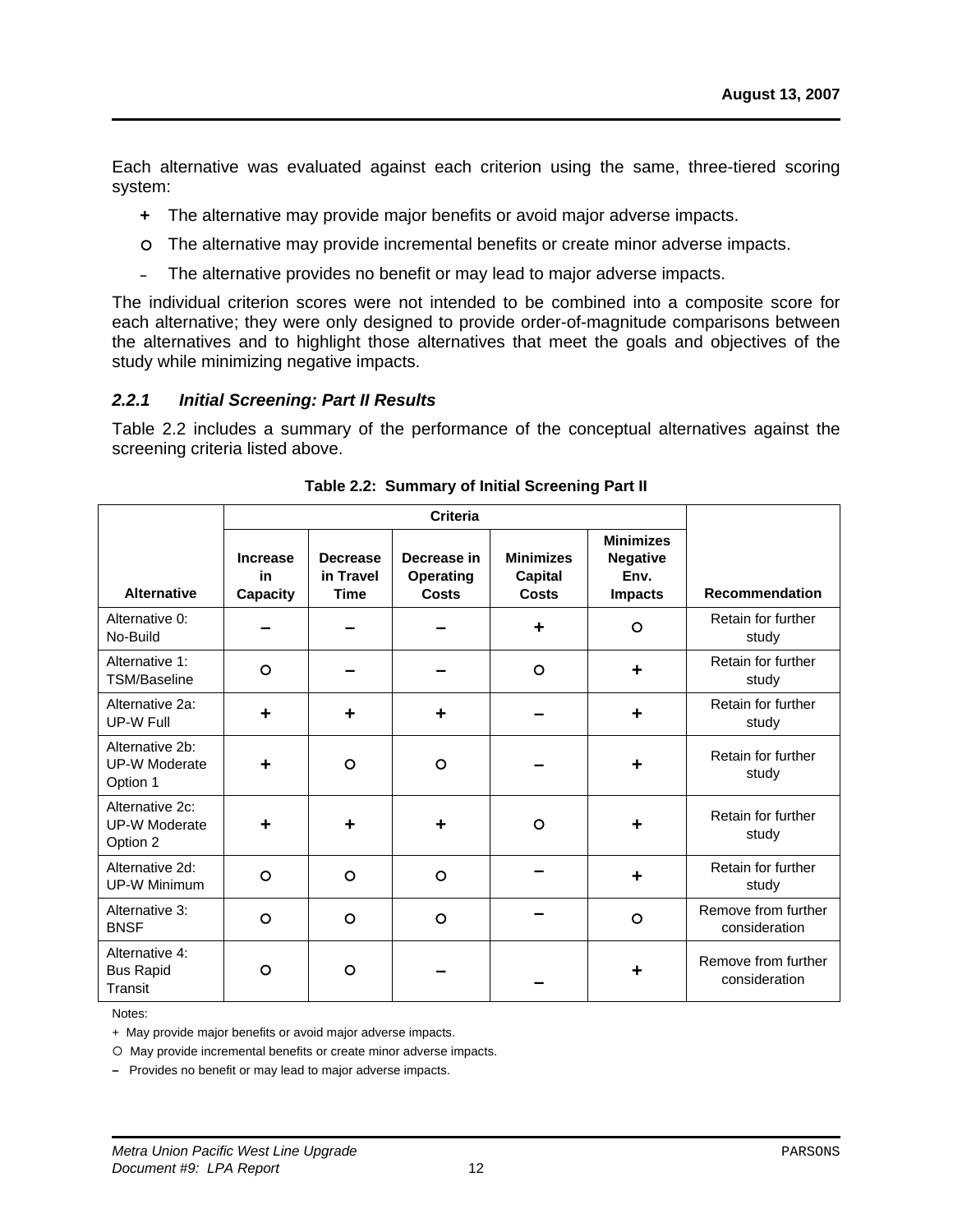Each alternative was evaluated against each criterion using the same, three-tiered scoring system:

- **+** The alternative may provide major benefits or avoid major adverse impacts.
- **O** The alternative may provide incremental benefits or create minor adverse impacts.
- **–** The alternative provides no benefit or may lead to major adverse impacts.

The individual criterion scores were not intended to be combined into a composite score for each alternative; they were only designed to provide order-of-magnitude comparisons between the alternatives and to highlight those alternatives that meet the goals and objectives of the study while minimizing negative impacts.

### *2.2.1 Initial Screening: Part II Results*

Table 2.2 includes a summary of the performance of the conceptual alternatives against the screening criteria listed above.

**Table 2.2: Summary of Initial Screening Part II**

| | Criteria | | | | | |
|---|---|---|---|---|---|---|
| **Alternative** | **Increase in Capacity** | **Decrease in Travel Time** | **Decrease in Operating Costs** | **Minimizes Capital Costs** | **Minimizes Negative Env. Impacts** | **Recommendation** |
| Alternative 0: No-Build | – | – | – | + | O | Retain for further study |
| Alternative 1: TSM/Baseline | O | – | – | O | + | Retain for further study |
| Alternative 2a: UP-W Full | + | + | + | – | + | Retain for further study |
| Alternative 2b: UP-W Moderate Option 1 | + | O | O | – | + | Retain for further study |
| Alternative 2c: UP-W Moderate Option 2 | + | + | + | O | + | Retain for further study |
| Alternative 2d: UP-W Minimum | O | O | O | – | + | Retain for further study |
| Alternative 3: BNSF | O | O | O | – | O | Remove from further consideration |
| Alternative 4: Bus Rapid Transit | O | O | – | – | + | Remove from further consideration |

Notes:

+ May provide major benefits or avoid major adverse impacts.

O May provide incremental benefits or create minor adverse impacts.

– Provides no benefit or may lead to major adverse impacts.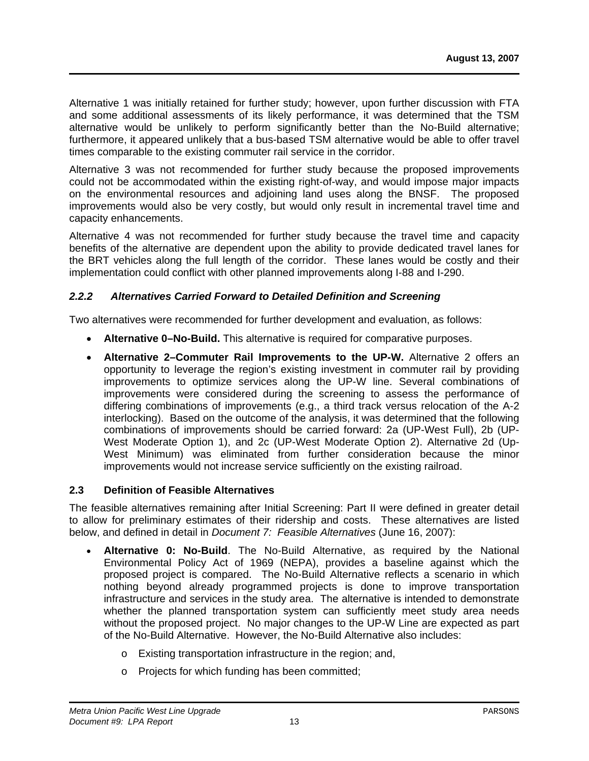Alternative 1 was initially retained for further study; however, upon further discussion with FTA and some additional assessments of its likely performance, it was determined that the TSM alternative would be unlikely to perform significantly better than the No-Build alternative; furthermore, it appeared unlikely that a bus-based TSM alternative would be able to offer travel times comparable to the existing commuter rail service in the corridor.

Alternative 3 was not recommended for further study because the proposed improvements could not be accommodated within the existing right-of-way, and would impose major impacts on the environmental resources and adjoining land uses along the BNSF. The proposed improvements would also be very costly, but would only result in incremental travel time and capacity enhancements.

Alternative 4 was not recommended for further study because the travel time and capacity benefits of the alternative are dependent upon the ability to provide dedicated travel lanes for the BRT vehicles along the full length of the corridor. These lanes would be costly and their implementation could conflict with other planned improvements along I-88 and I-290.

### *2.2.2 Alternatives Carried Forward to Detailed Definition and Screening*

Two alternatives were recommended for further development and evaluation, as follows:

- **Alternative 0–No-Build.** This alternative is required for comparative purposes.
- **Alternative 2–Commuter Rail Improvements to the UP-W.** Alternative 2 offers an opportunity to leverage the region's existing investment in commuter rail by providing improvements to optimize services along the UP-W line. Several combinations of improvements were considered during the screening to assess the performance of differing combinations of improvements (e.g., a third track versus relocation of the A-2 interlocking). Based on the outcome of the analysis, it was determined that the following combinations of improvements should be carried forward: 2a (UP-West Full), 2b (UP-West Moderate Option 1), and 2c (UP-West Moderate Option 2). Alternative 2d (Up-West Minimum) was eliminated from further consideration because the minor improvements would not increase service sufficiently on the existing railroad.

## 2.3 Definition of Feasible Alternatives

The feasible alternatives remaining after Initial Screening: Part II were defined in greater detail to allow for preliminary estimates of their ridership and costs. These alternatives are listed below, and defined in detail in *Document 7: Feasible Alternatives* (June 16, 2007):

- **Alternative 0: No-Build**. The No-Build Alternative, as required by the National Environmental Policy Act of 1969 (NEPA), provides a baseline against which the proposed project is compared. The No-Build Alternative reflects a scenario in which nothing beyond already programmed projects is done to improve transportation infrastructure and services in the study area. The alternative is intended to demonstrate whether the planned transportation system can sufficiently meet study area needs without the proposed project. No major changes to the UP-W Line are expected as part of the No-Build Alternative. However, the No-Build Alternative also includes:
  - Existing transportation infrastructure in the region; and,
  - Projects for which funding has been committed;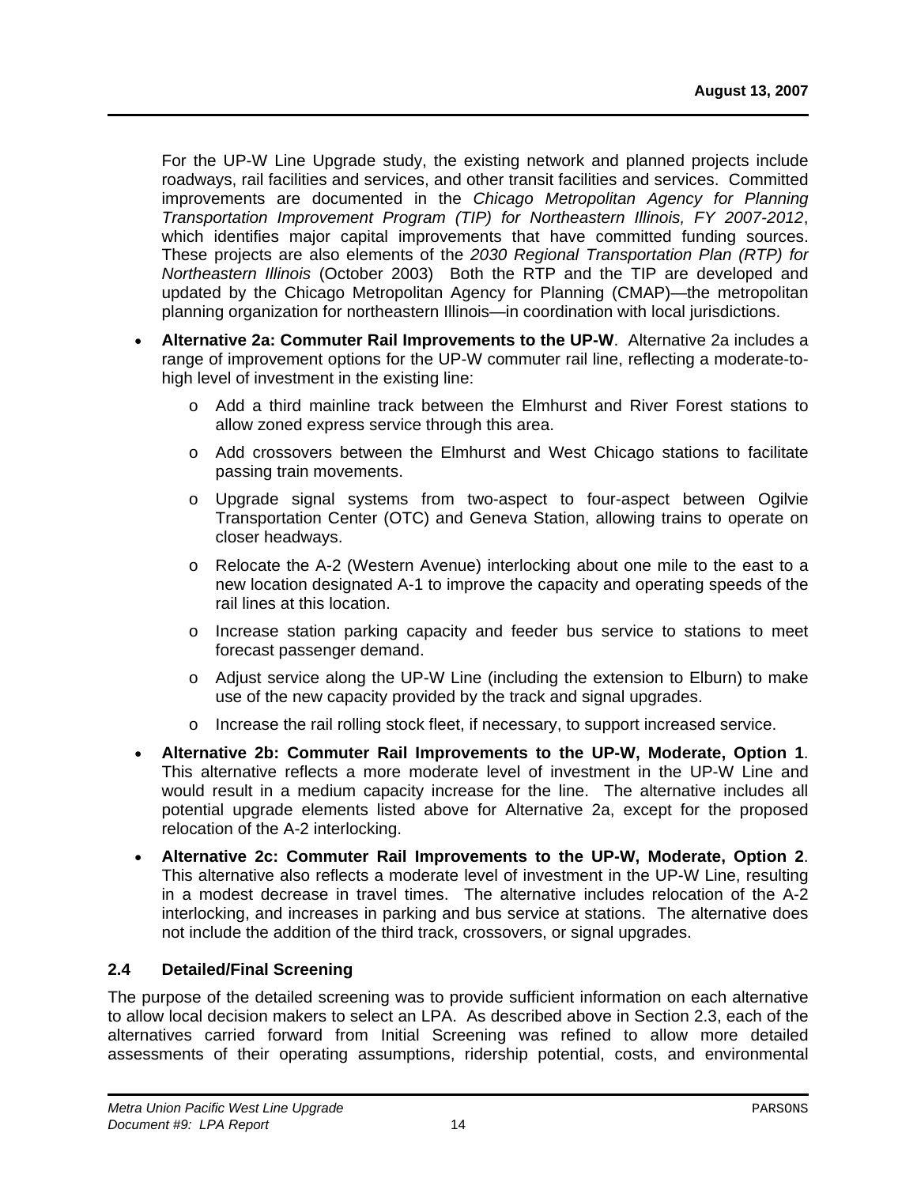For the UP-W Line Upgrade study, the existing network and planned projects include roadways, rail facilities and services, and other transit facilities and services. Committed improvements are documented in the *Chicago Metropolitan Agency for Planning Transportation Improvement Program (TIP) for Northeastern Illinois, FY 2007-2012*, which identifies major capital improvements that have committed funding sources. These projects are also elements of the *2030 Regional Transportation Plan (RTP) for Northeastern Illinois* (October 2003) Both the RTP and the TIP are developed and updated by the Chicago Metropolitan Agency for Planning (CMAP)—the metropolitan planning organization for northeastern Illinois—in coordination with local jurisdictions.

- **Alternative 2a: Commuter Rail Improvements to the UP-W**. Alternative 2a includes a range of improvement options for the UP-W commuter rail line, reflecting a moderate-to-high level of investment in the existing line:
  - Add a third mainline track between the Elmhurst and River Forest stations to allow zoned express service through this area.
  - Add crossovers between the Elmhurst and West Chicago stations to facilitate passing train movements.
  - Upgrade signal systems from two-aspect to four-aspect between Ogilvie Transportation Center (OTC) and Geneva Station, allowing trains to operate on closer headways.
  - Relocate the A-2 (Western Avenue) interlocking about one mile to the east to a new location designated A-1 to improve the capacity and operating speeds of the rail lines at this location.
  - Increase station parking capacity and feeder bus service to stations to meet forecast passenger demand.
  - Adjust service along the UP-W Line (including the extension to Elburn) to make use of the new capacity provided by the track and signal upgrades.
  - Increase the rail rolling stock fleet, if necessary, to support increased service.
- **Alternative 2b: Commuter Rail Improvements to the UP-W, Moderate, Option 1**. This alternative reflects a more moderate level of investment in the UP-W Line and would result in a medium capacity increase for the line. The alternative includes all potential upgrade elements listed above for Alternative 2a, except for the proposed relocation of the A-2 interlocking.
- **Alternative 2c: Commuter Rail Improvements to the UP-W, Moderate, Option 2**. This alternative also reflects a moderate level of investment in the UP-W Line, resulting in a modest decrease in travel times. The alternative includes relocation of the A-2 interlocking, and increases in parking and bus service at stations. The alternative does not include the addition of the third track, crossovers, or signal upgrades.

## 2.4 Detailed/Final Screening

The purpose of the detailed screening was to provide sufficient information on each alternative to allow local decision makers to select an LPA. As described above in Section 2.3, each of the alternatives carried forward from Initial Screening was refined to allow more detailed assessments of their operating assumptions, ridership potential, costs, and environmental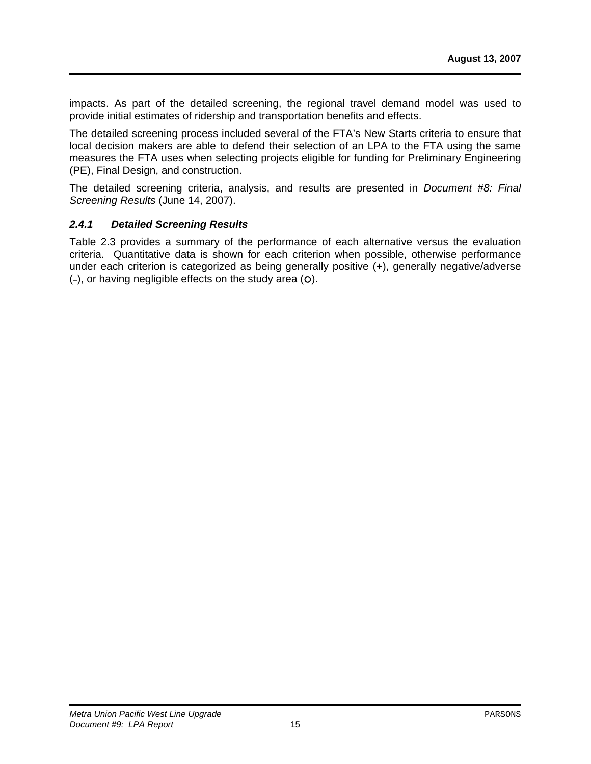impacts. As part of the detailed screening, the regional travel demand model was used to provide initial estimates of ridership and transportation benefits and effects.

The detailed screening process included several of the FTA's New Starts criteria to ensure that local decision makers are able to defend their selection of an LPA to the FTA using the same measures the FTA uses when selecting projects eligible for funding for Preliminary Engineering (PE), Final Design, and construction.

The detailed screening criteria, analysis, and results are presented in *Document #8: Final Screening Results* (June 14, 2007).

### *2.4.1 Detailed Screening Results*

Table 2.3 provides a summary of the performance of each alternative versus the evaluation criteria. Quantitative data is shown for each criterion when possible, otherwise performance under each criterion is categorized as being generally positive (**+**), generally negative/adverse (-), or having negligible effects on the study area (○).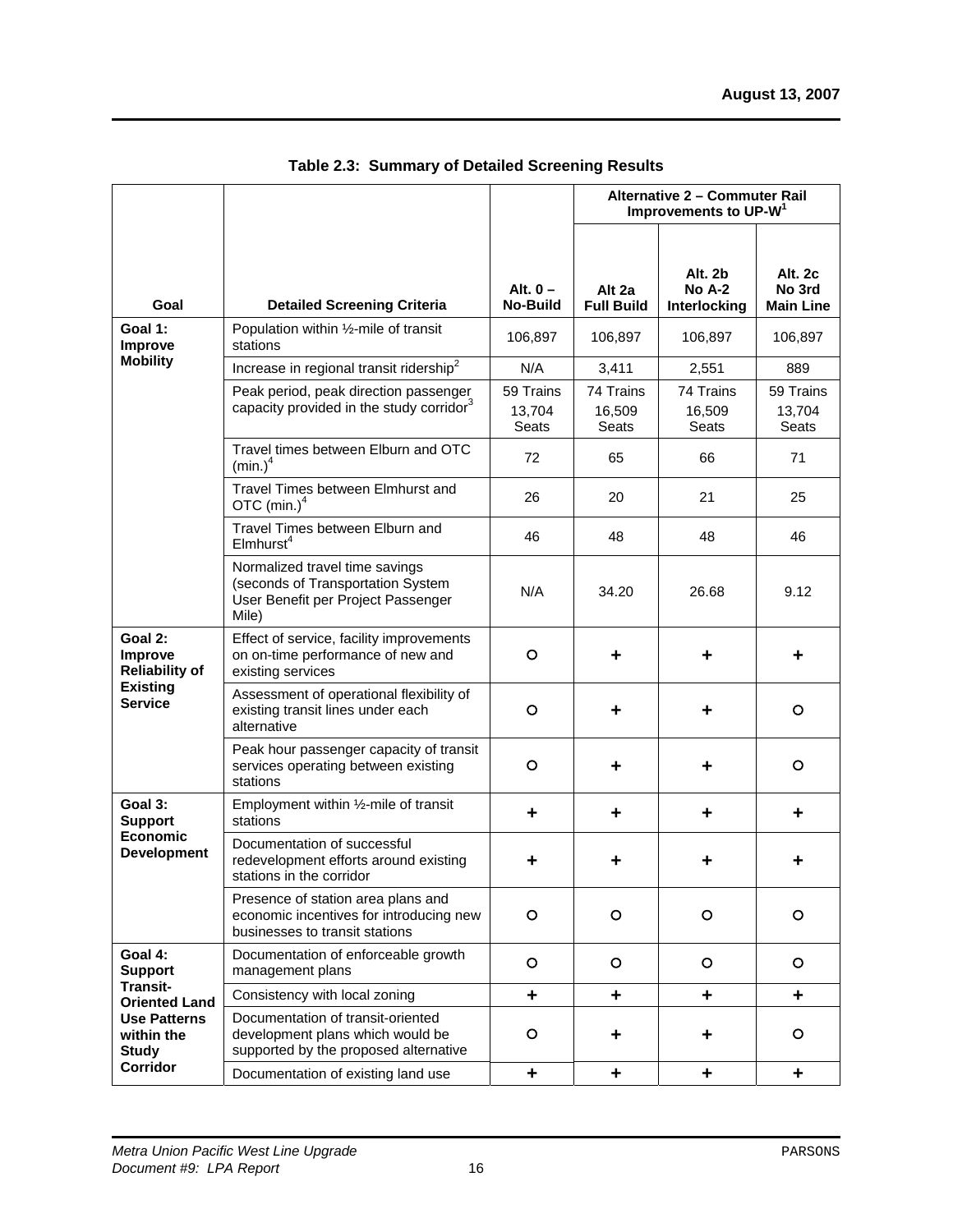**Table 2.3: Summary of Detailed Screening Results**

| | | | Alternative 2 – Commuter Rail Improvements to UP-W[1] | | |
|---|---|---|---|---|---|
| **Goal** | **Detailed Screening Criteria** | **Alt. 0 – No-Build** | **Alt 2a Full Build** | **Alt. 2b No A-2 Interlocking** | **Alt. 2c No 3rd Main Line** |
| **Goal 1: Improve Mobility** | Population within ½-mile of transit stations | 106,897 | 106,897 | 106,897 | 106,897 |
| | Increase in regional transit ridership[2] | N/A | 3,411 | 2,551 | 889 |
| | Peak period, peak direction passenger capacity provided in the study corridor[3] | 59 Trains 13,704 Seats | 74 Trains 16,509 Seats | 74 Trains 16,509 Seats | 59 Trains 13,704 Seats |
| | Travel times between Elburn and OTC (min.)[4] | 72 | 65 | 66 | 71 |
| | Travel Times between Elmhurst and OTC (min.)[4] | 26 | 20 | 21 | 25 |
| | Travel Times between Elburn and Elmhurst[4] | 46 | 48 | 48 | 46 |
| | Normalized travel time savings (seconds of Transportation System User Benefit per Project Passenger Mile) | N/A | 34.20 | 26.68 | 9.12 |
| **Goal 2: Improve Reliability of Existing Service** | Effect of service, facility improvements on on-time performance of new and existing services | O | + | + | + |
| | Assessment of operational flexibility of existing transit lines under each alternative | O | + | + | O |
| | Peak hour passenger capacity of transit services operating between existing stations | O | + | + | O |
| **Goal 3: Support Economic Development** | Employment within ½-mile of transit stations | + | + | + | + |
| | Documentation of successful redevelopment efforts around existing stations in the corridor | + | + | + | + |
| | Presence of station area plans and economic incentives for introducing new businesses to transit stations | O | O | O | O |
| **Goal 4: Support Transit-Oriented Land Use Patterns within the Study Corridor** | Documentation of enforceable growth management plans | O | O | O | O |
| | Consistency with local zoning | + | + | + | + |
| | Documentation of transit-oriented development plans which would be supported by the proposed alternative | O | + | + | O |
| | Documentation of existing land use | + | + | + | + |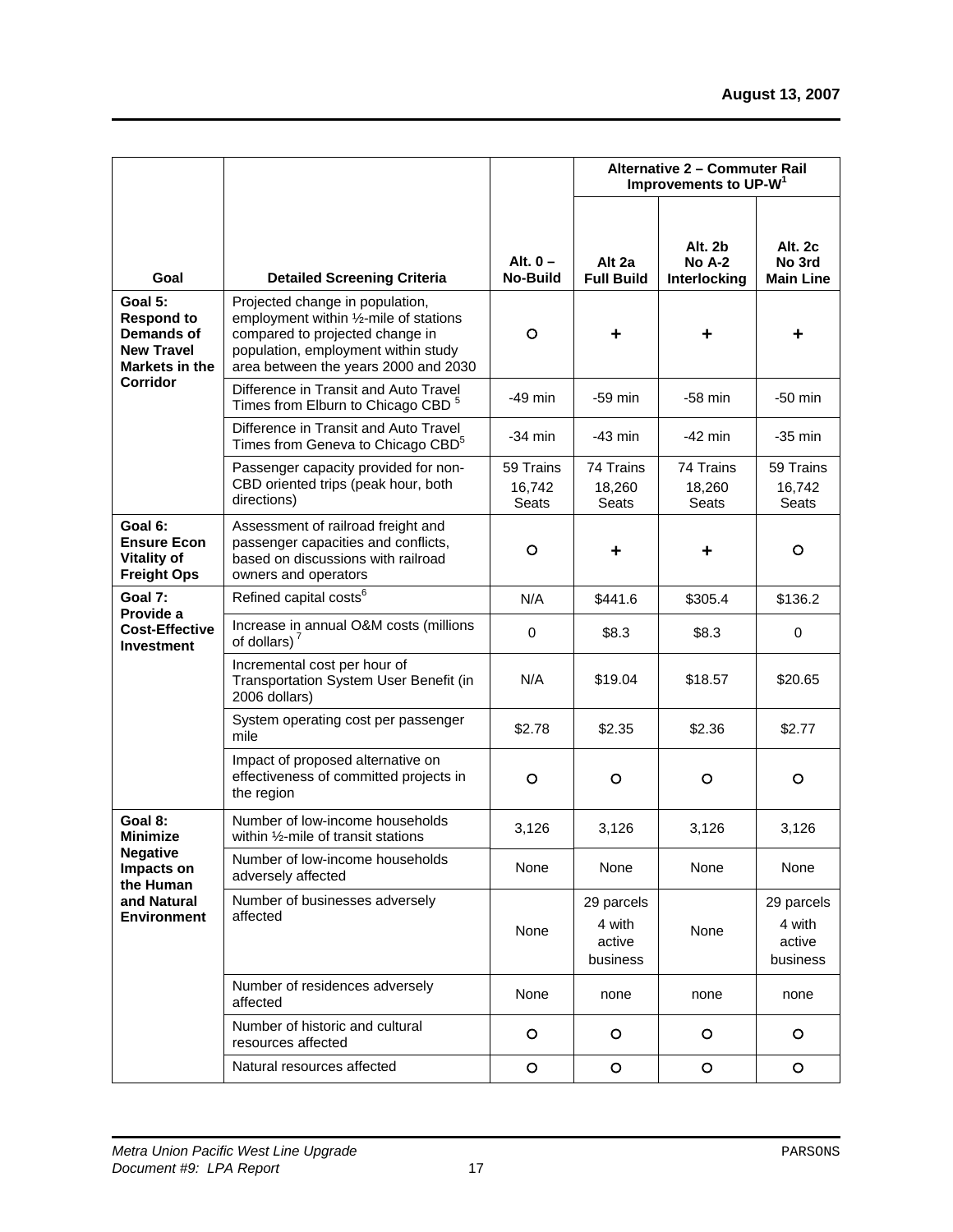| Goal | Detailed Screening Criteria | Alt. 0 – No-Build | Alternative 2 – Commuter Rail Improvements to UP-W[1] Alt 2a Full Build | Alt. 2b No A-2 Interlocking | Alt. 2c No 3rd Main Line |
|---|---|---|---|---|---|
| **Goal 5: Respond to Demands of New Travel Markets in the Corridor** | Projected change in population, employment within ½-mile of stations compared to projected change in population, employment within study area between the years 2000 and 2030 | ○ | + | + | + |
| | Difference in Transit and Auto Travel Times from Elburn to Chicago CBD [5] | -49 min | -59 min | -58 min | -50 min |
| | Difference in Transit and Auto Travel Times from Geneva to Chicago CBD[5] | -34 min | -43 min | -42 min | -35 min |
| | Passenger capacity provided for non-CBD oriented trips (peak hour, both directions) | 59 Trains 16,742 Seats | 74 Trains 18,260 Seats | 74 Trains 18,260 Seats | 59 Trains 16,742 Seats |
| **Goal 6: Ensure Econ Vitality of Freight Ops** | Assessment of railroad freight and passenger capacities and conflicts, based on discussions with railroad owners and operators | ○ | + | + | ○ |
| **Goal 7: Provide a Cost-Effective Investment** | Refined capital costs[6] | N/A | $441.6 | $305.4 | $136.2 |
| | Increase in annual O&M costs (millions of dollars) [7] | 0 | $8.3 | $8.3 | 0 |
| | Incremental cost per hour of Transportation System User Benefit (in 2006 dollars) | N/A | $19.04 | $18.57 | $20.65 |
| | System operating cost per passenger mile | $2.78 | $2.35 | $2.36 | $2.77 |
| | Impact of proposed alternative on effectiveness of committed projects in the region | ○ | ○ | ○ | ○ |
| **Goal 8: Minimize Negative Impacts on the Human and Natural Environment** | Number of low-income households within ½-mile of transit stations | 3,126 | 3,126 | 3,126 | 3,126 |
| | Number of low-income households adversely affected | None | None | None | None |
| | Number of businesses adversely affected | None | 29 parcels 4 with active business | None | 29 parcels 4 with active business |
| | Number of residences adversely affected | None | none | none | none |
| | Number of historic and cultural resources affected | ○ | ○ | ○ | ○ |
| | Natural resources affected | ○ | ○ | ○ | ○ |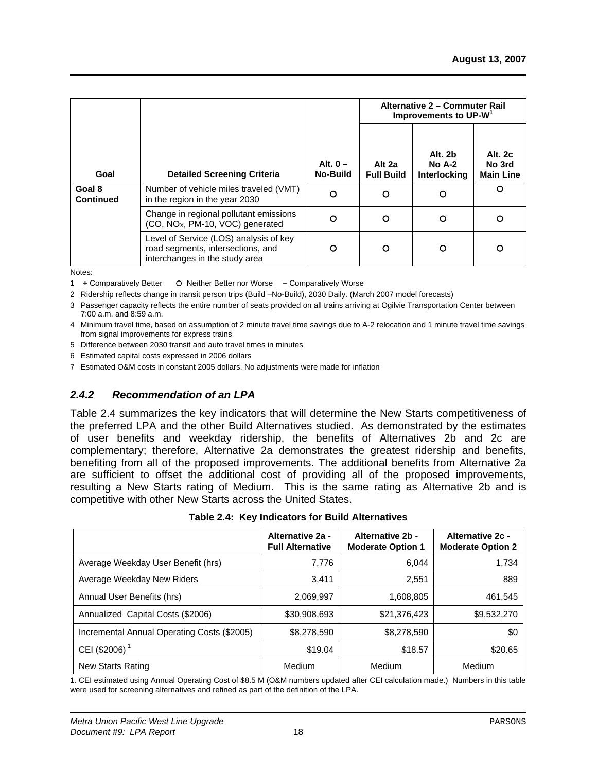| Goal | Detailed Screening Criteria | Alt. 0 – No-Build | Alternative 2 – Commuter Rail Improvements to UP-W[1] | | |
|---|---|---|---|---|---|
| | | | Alt 2a Full Build | Alt. 2b No A-2 Interlocking | Alt. 2c No 3rd Main Line |
| Goal 8 Continued | Number of vehicle miles traveled (VMT) in the region in the year 2030 | O | O | O | O |
| | Change in regional pollutant emissions (CO, $NO_X$, PM-10, VOC) generated | O | O | O | O |
| | Level of Service (LOS) analysis of key road segments, intersections, and interchanges in the study area | O | O | O | O |

Notes:

1 **+** Comparatively Better  O Neither Better nor Worse  **–** Comparatively Worse

2 Ridership reflects change in transit person trips (Build –No-Build), 2030 Daily. (March 2007 model forecasts)

3 Passenger capacity reflects the entire number of seats provided on all trains arriving at Ogilvie Transportation Center between 7:00 a.m. and 8:59 a.m.

4 Minimum travel time, based on assumption of 2 minute travel time savings due to A-2 relocation and 1 minute travel time savings from signal improvements for express trains

5 Difference between 2030 transit and auto travel times in minutes

6 Estimated capital costs expressed in 2006 dollars

7 Estimated O&M costs in constant 2005 dollars. No adjustments were made for inflation

### *2.4.2 Recommendation of an LPA*

Table 2.4 summarizes the key indicators that will determine the New Starts competitiveness of the preferred LPA and the other Build Alternatives studied. As demonstrated by the estimates of user benefits and weekday ridership, the benefits of Alternatives 2b and 2c are complementary; therefore, Alternative 2a demonstrates the greatest ridership and benefits, benefiting from all of the proposed improvements. The additional benefits from Alternative 2a are sufficient to offset the additional cost of providing all of the proposed improvements, resulting a New Starts rating of Medium. This is the same rating as Alternative 2b and is competitive with other New Starts across the United States.

**Table 2.4: Key Indicators for Build Alternatives**

| | Alternative 2a - Full Alternative | Alternative 2b - Moderate Option 1 | Alternative 2c - Moderate Option 2 |
|---|---|---|---|
| Average Weekday User Benefit (hrs) | 7,776 | 6,044 | 1,734 |
| Average Weekday New Riders | 3,411 | 2,551 | 889 |
| Annual User Benefits (hrs) | 2,069,997 | 1,608,805 | 461,545 |
| Annualized Capital Costs ($2006) | $30,908,693 | $21,376,423 | $9,532,270 |
| Incremental Annual Operating Costs ($2005) | $8,278,590 | $8,278,590 | $0 |
| CEI ($2006) [1] | $19.04 | $18.57 | $20.65 |
| New Starts Rating | Medium | Medium | Medium |

1. CEI estimated using Annual Operating Cost of $8.5 M (O&M numbers updated after CEI calculation made.) Numbers in this table were used for screening alternatives and refined as part of the definition of the LPA.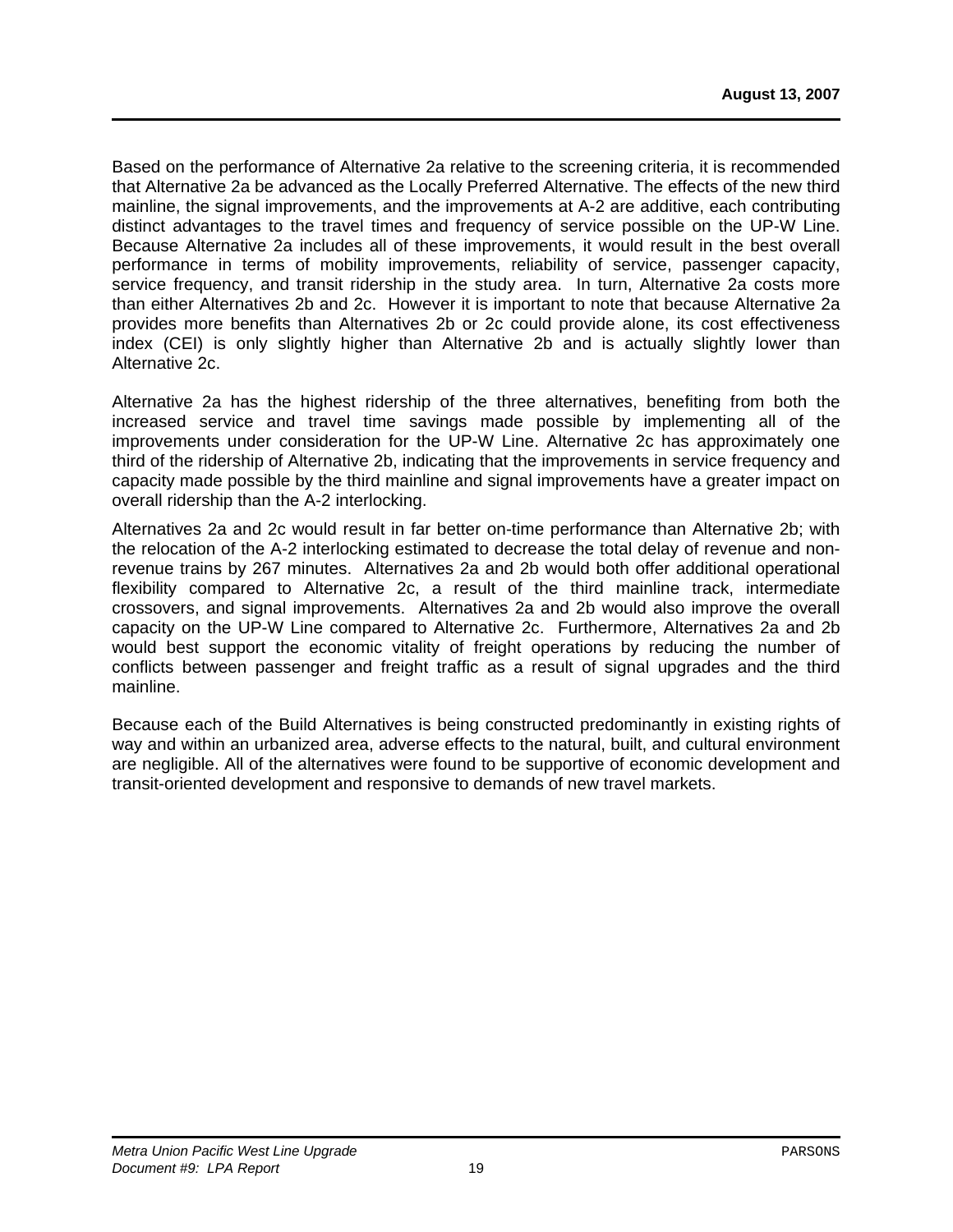Based on the performance of Alternative 2a relative to the screening criteria, it is recommended that Alternative 2a be advanced as the Locally Preferred Alternative. The effects of the new third mainline, the signal improvements, and the improvements at A-2 are additive, each contributing distinct advantages to the travel times and frequency of service possible on the UP-W Line. Because Alternative 2a includes all of these improvements, it would result in the best overall performance in terms of mobility improvements, reliability of service, passenger capacity, service frequency, and transit ridership in the study area. In turn, Alternative 2a costs more than either Alternatives 2b and 2c. However it is important to note that because Alternative 2a provides more benefits than Alternatives 2b or 2c could provide alone, its cost effectiveness index (CEI) is only slightly higher than Alternative 2b and is actually slightly lower than Alternative 2c.

Alternative 2a has the highest ridership of the three alternatives, benefiting from both the increased service and travel time savings made possible by implementing all of the improvements under consideration for the UP-W Line. Alternative 2c has approximately one third of the ridership of Alternative 2b, indicating that the improvements in service frequency and capacity made possible by the third mainline and signal improvements have a greater impact on overall ridership than the A-2 interlocking.

Alternatives 2a and 2c would result in far better on-time performance than Alternative 2b; with the relocation of the A-2 interlocking estimated to decrease the total delay of revenue and non-revenue trains by 267 minutes. Alternatives 2a and 2b would both offer additional operational flexibility compared to Alternative 2c, a result of the third mainline track, intermediate crossovers, and signal improvements. Alternatives 2a and 2b would also improve the overall capacity on the UP-W Line compared to Alternative 2c. Furthermore, Alternatives 2a and 2b would best support the economic vitality of freight operations by reducing the number of conflicts between passenger and freight traffic as a result of signal upgrades and the third mainline.

Because each of the Build Alternatives is being constructed predominantly in existing rights of way and within an urbanized area, adverse effects to the natural, built, and cultural environment are negligible. All of the alternatives were found to be supportive of economic development and transit-oriented development and responsive to demands of new travel markets.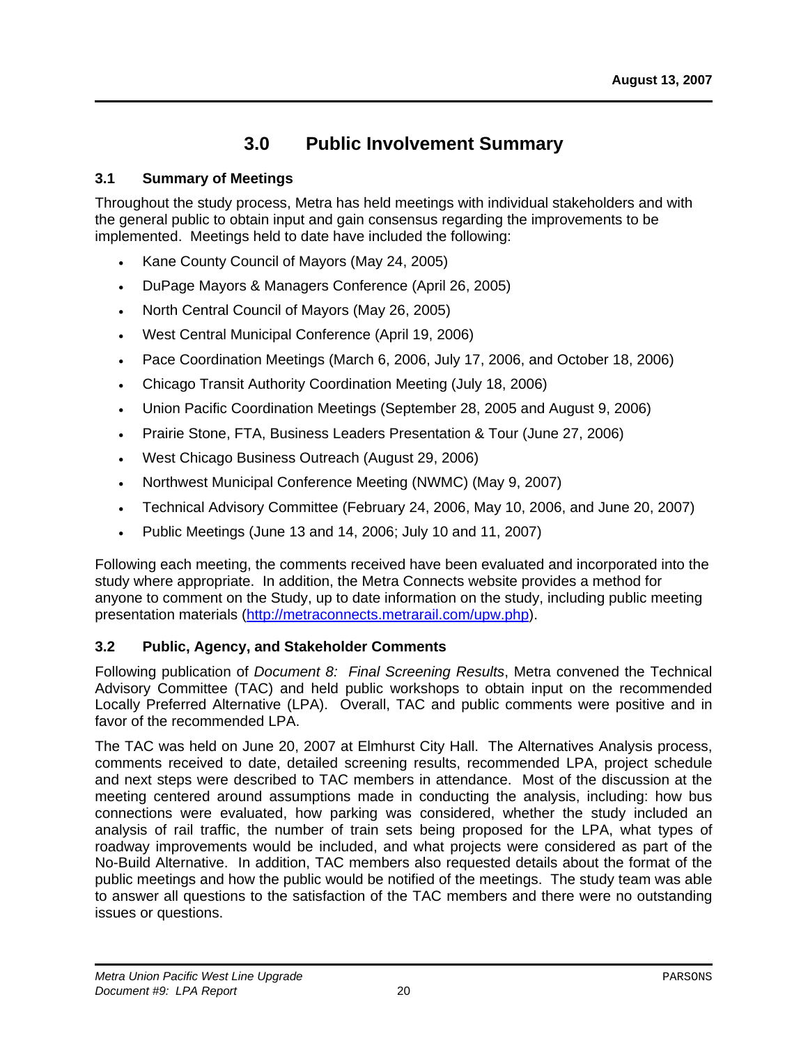# 3.0 Public Involvement Summary

## 3.1 Summary of Meetings

Throughout the study process, Metra has held meetings with individual stakeholders and with the general public to obtain input and gain consensus regarding the improvements to be implemented. Meetings held to date have included the following:

- Kane County Council of Mayors (May 24, 2005)
- DuPage Mayors & Managers Conference (April 26, 2005)
- North Central Council of Mayors (May 26, 2005)
- West Central Municipal Conference (April 19, 2006)
- Pace Coordination Meetings (March 6, 2006, July 17, 2006, and October 18, 2006)
- Chicago Transit Authority Coordination Meeting (July 18, 2006)
- Union Pacific Coordination Meetings (September 28, 2005 and August 9, 2006)
- Prairie Stone, FTA, Business Leaders Presentation & Tour (June 27, 2006)
- West Chicago Business Outreach (August 29, 2006)
- Northwest Municipal Conference Meeting (NWMC) (May 9, 2007)
- Technical Advisory Committee (February 24, 2006, May 10, 2006, and June 20, 2007)
- Public Meetings (June 13 and 14, 2006; July 10 and 11, 2007)

Following each meeting, the comments received have been evaluated and incorporated into the study where appropriate. In addition, the Metra Connects website provides a method for anyone to comment on the Study, up to date information on the study, including public meeting presentation materials (http://metraconnects.metrarail.com/upw.php).

## 3.2 Public, Agency, and Stakeholder Comments

Following publication of *Document 8: Final Screening Results*, Metra convened the Technical Advisory Committee (TAC) and held public workshops to obtain input on the recommended Locally Preferred Alternative (LPA). Overall, TAC and public comments were positive and in favor of the recommended LPA.

The TAC was held on June 20, 2007 at Elmhurst City Hall. The Alternatives Analysis process, comments received to date, detailed screening results, recommended LPA, project schedule and next steps were described to TAC members in attendance. Most of the discussion at the meeting centered around assumptions made in conducting the analysis, including: how bus connections were evaluated, how parking was considered, whether the study included an analysis of rail traffic, the number of train sets being proposed for the LPA, what types of roadway improvements would be included, and what projects were considered as part of the No-Build Alternative. In addition, TAC members also requested details about the format of the public meetings and how the public would be notified of the meetings. The study team was able to answer all questions to the satisfaction of the TAC members and there were no outstanding issues or questions.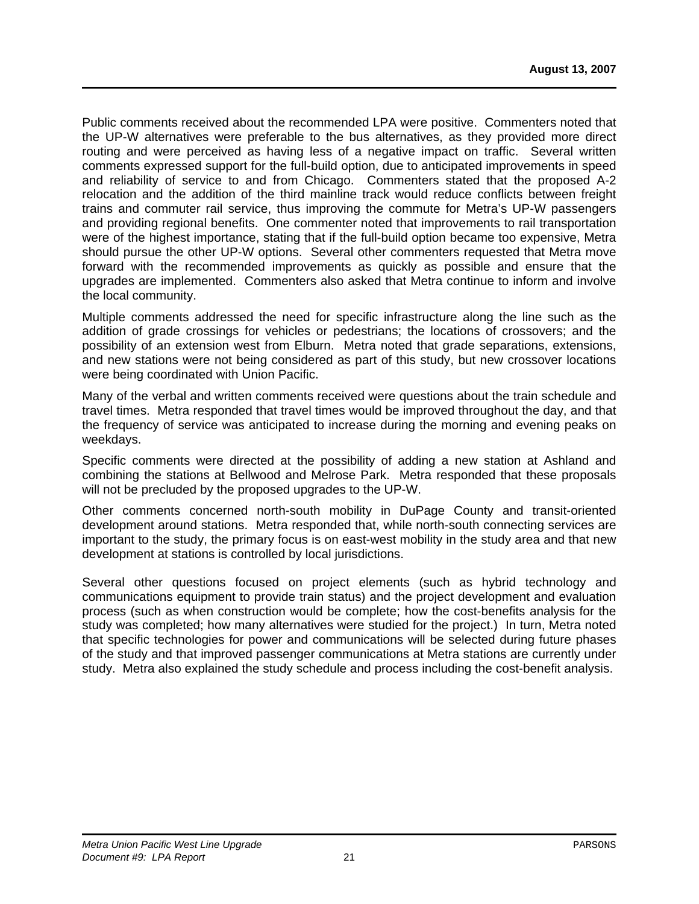Public comments received about the recommended LPA were positive. Commenters noted that the UP-W alternatives were preferable to the bus alternatives, as they provided more direct routing and were perceived as having less of a negative impact on traffic. Several written comments expressed support for the full-build option, due to anticipated improvements in speed and reliability of service to and from Chicago. Commenters stated that the proposed A-2 relocation and the addition of the third mainline track would reduce conflicts between freight trains and commuter rail service, thus improving the commute for Metra's UP-W passengers and providing regional benefits. One commenter noted that improvements to rail transportation were of the highest importance, stating that if the full-build option became too expensive, Metra should pursue the other UP-W options. Several other commenters requested that Metra move forward with the recommended improvements as quickly as possible and ensure that the upgrades are implemented. Commenters also asked that Metra continue to inform and involve the local community.

Multiple comments addressed the need for specific infrastructure along the line such as the addition of grade crossings for vehicles or pedestrians; the locations of crossovers; and the possibility of an extension west from Elburn. Metra noted that grade separations, extensions, and new stations were not being considered as part of this study, but new crossover locations were being coordinated with Union Pacific.

Many of the verbal and written comments received were questions about the train schedule and travel times. Metra responded that travel times would be improved throughout the day, and that the frequency of service was anticipated to increase during the morning and evening peaks on weekdays.

Specific comments were directed at the possibility of adding a new station at Ashland and combining the stations at Bellwood and Melrose Park. Metra responded that these proposals will not be precluded by the proposed upgrades to the UP-W.

Other comments concerned north-south mobility in DuPage County and transit-oriented development around stations. Metra responded that, while north-south connecting services are important to the study, the primary focus is on east-west mobility in the study area and that new development at stations is controlled by local jurisdictions.

Several other questions focused on project elements (such as hybrid technology and communications equipment to provide train status) and the project development and evaluation process (such as when construction would be complete; how the cost-benefits analysis for the study was completed; how many alternatives were studied for the project.) In turn, Metra noted that specific technologies for power and communications will be selected during future phases of the study and that improved passenger communications at Metra stations are currently under study. Metra also explained the study schedule and process including the cost-benefit analysis.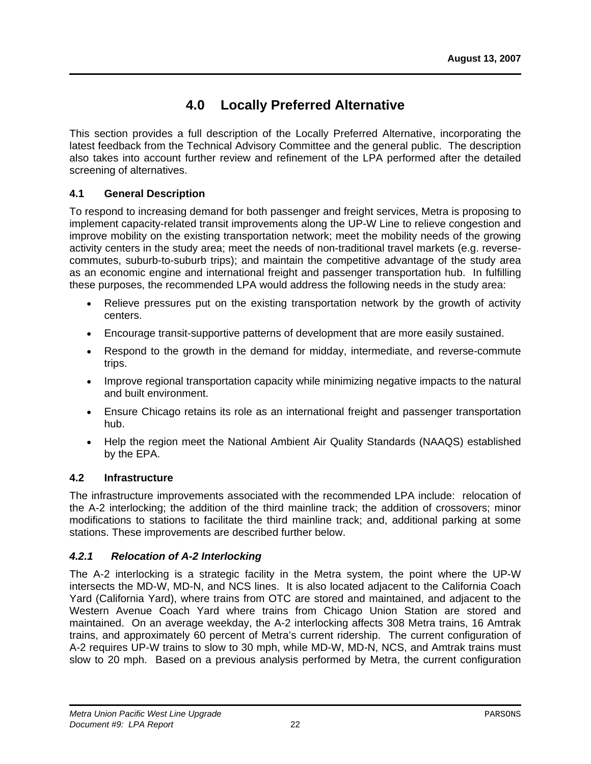# 4.0 Locally Preferred Alternative

This section provides a full description of the Locally Preferred Alternative, incorporating the latest feedback from the Technical Advisory Committee and the general public. The description also takes into account further review and refinement of the LPA performed after the detailed screening of alternatives.

## 4.1 General Description

To respond to increasing demand for both passenger and freight services, Metra is proposing to implement capacity-related transit improvements along the UP-W Line to relieve congestion and improve mobility on the existing transportation network; meet the mobility needs of the growing activity centers in the study area; meet the needs of non-traditional travel markets (e.g. reverse-commutes, suburb-to-suburb trips); and maintain the competitive advantage of the study area as an economic engine and international freight and passenger transportation hub. In fulfilling these purposes, the recommended LPA would address the following needs in the study area:

- Relieve pressures put on the existing transportation network by the growth of activity centers.
- Encourage transit-supportive patterns of development that are more easily sustained.
- Respond to the growth in the demand for midday, intermediate, and reverse-commute trips.
- Improve regional transportation capacity while minimizing negative impacts to the natural and built environment.
- Ensure Chicago retains its role as an international freight and passenger transportation hub.
- Help the region meet the National Ambient Air Quality Standards (NAAQS) established by the EPA.

## 4.2 Infrastructure

The infrastructure improvements associated with the recommended LPA include: relocation of the A-2 interlocking; the addition of the third mainline track; the addition of crossovers; minor modifications to stations to facilitate the third mainline track; and, additional parking at some stations. These improvements are described further below.

### *4.2.1 Relocation of A-2 Interlocking*

The A-2 interlocking is a strategic facility in the Metra system, the point where the UP-W intersects the MD-W, MD-N, and NCS lines. It is also located adjacent to the California Coach Yard (California Yard), where trains from OTC are stored and maintained, and adjacent to the Western Avenue Coach Yard where trains from Chicago Union Station are stored and maintained. On an average weekday, the A-2 interlocking affects 308 Metra trains, 16 Amtrak trains, and approximately 60 percent of Metra's current ridership. The current configuration of A-2 requires UP-W trains to slow to 30 mph, while MD-W, MD-N, NCS, and Amtrak trains must slow to 20 mph. Based on a previous analysis performed by Metra, the current configuration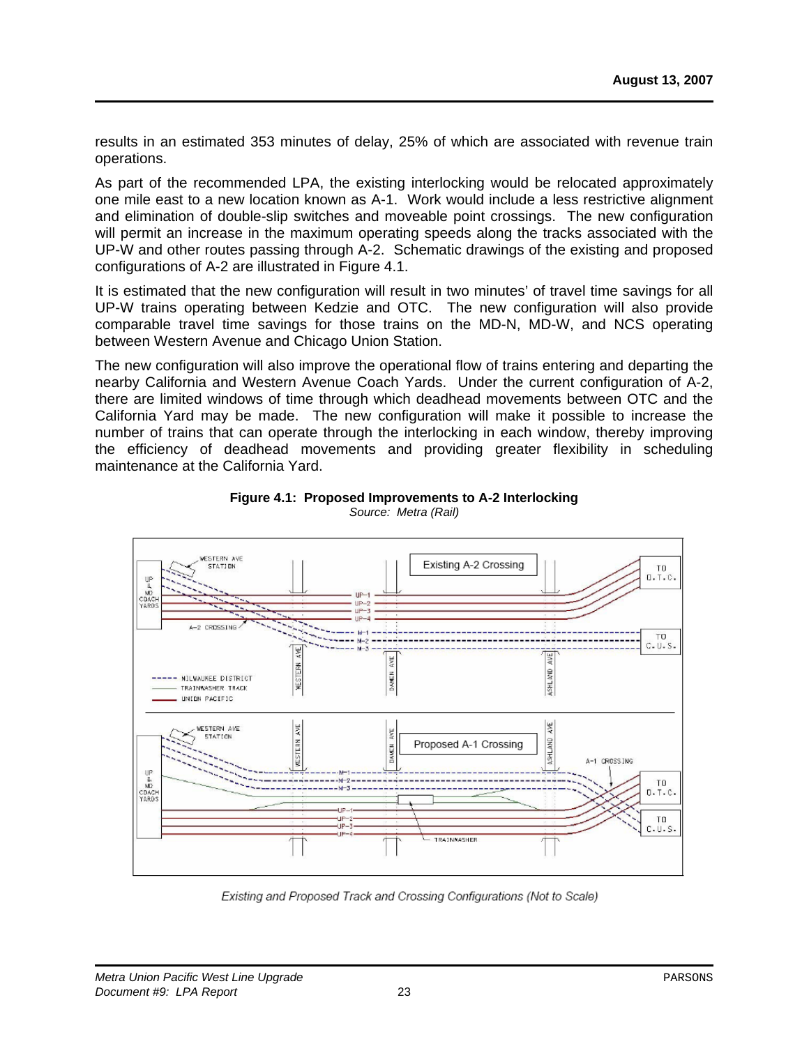results in an estimated 353 minutes of delay, 25% of which are associated with revenue train operations.

As part of the recommended LPA, the existing interlocking would be relocated approximately one mile east to a new location known as A-1. Work would include a less restrictive alignment and elimination of double-slip switches and moveable point crossings. The new configuration will permit an increase in the maximum operating speeds along the tracks associated with the UP-W and other routes passing through A-2. Schematic drawings of the existing and proposed configurations of A-2 are illustrated in Figure 4.1.

It is estimated that the new configuration will result in two minutes' of travel time savings for all UP-W trains operating between Kedzie and OTC. The new configuration will also provide comparable travel time savings for those trains on the MD-N, MD-W, and NCS operating between Western Avenue and Chicago Union Station.

The new configuration will also improve the operational flow of trains entering and departing the nearby California and Western Avenue Coach Yards. Under the current configuration of A-2, there are limited windows of time through which deadhead movements between OTC and the California Yard may be made. The new configuration will make it possible to increase the number of trains that can operate through the interlocking in each window, thereby improving the efficiency of deadhead movements and providing greater flexibility in scheduling maintenance at the California Yard.

**Figure 4.1: Proposed Improvements to A-2 Interlocking**

*Source: Metra (Rail)*

WESTERN AVE STATION
UP & MD COACH YARDS
Existing A-2 Crossing
TO O.T.C.
UP-1
UP-2
UP-3
UP-4
A-2 CROSSING
M-1
M-2
M-3
TO C.U.S.
WESTERN AVE
DAMEN AVE
ASHLAND AVE
MILWAUKEE DISTRICT
TRAINWASHER TRACK
UNION PACIFIC

WESTERN AVE STATION
UP & MD COACH YARDS
WESTERN AVE
DAMEN AVE
Proposed A-1 Crossing
ASHLAND AVE
A-1 CROSSING
N-1
N-2
N-3
TO O.T.C.
UP-1
UP-2
UP-3
UP-4
TO C.U.S.
TRAINWASHER

*Existing and Proposed Track and Crossing Configurations (Not to Scale)*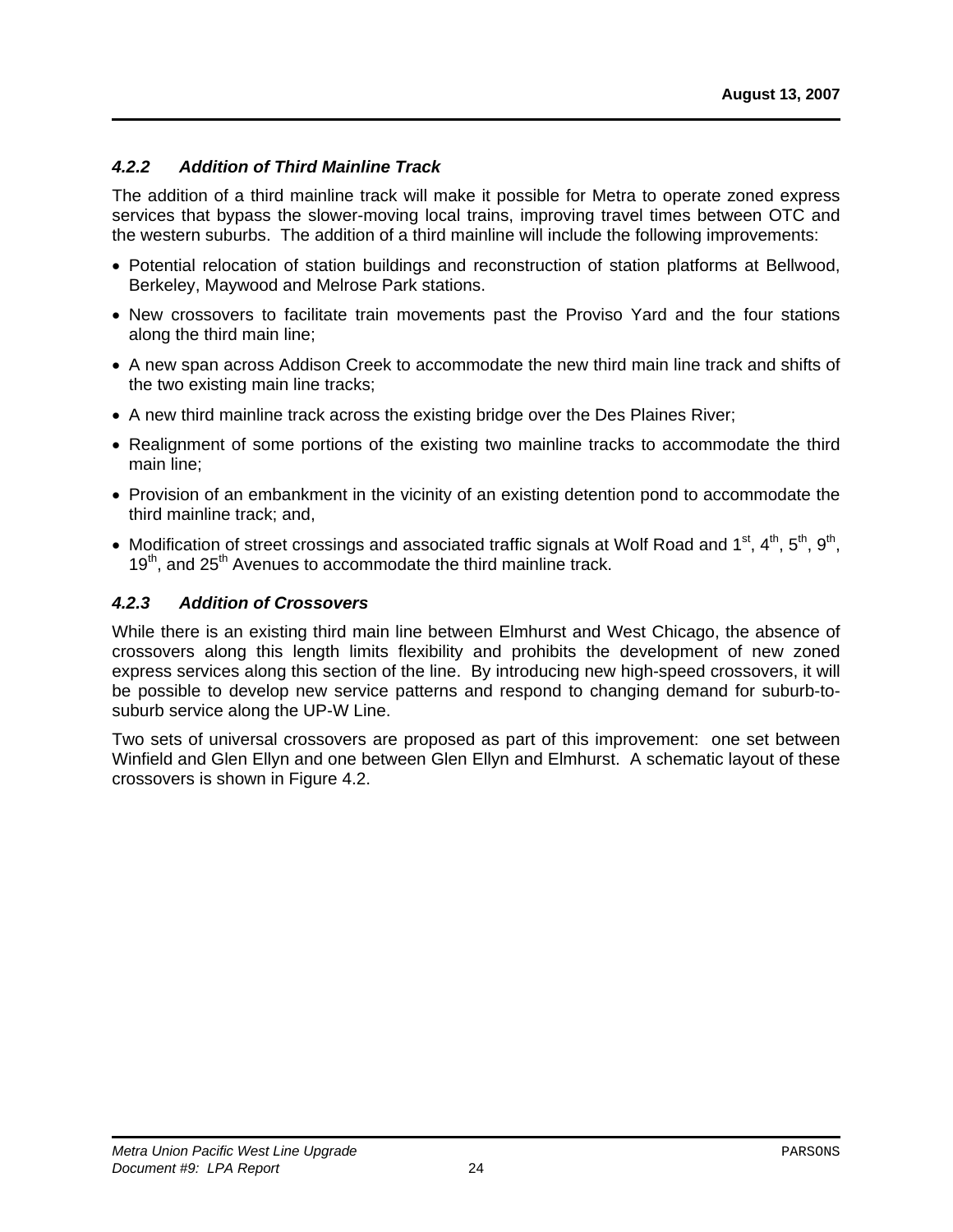#### *4.2.2 Addition of Third Mainline Track*

The addition of a third mainline track will make it possible for Metra to operate zoned express services that bypass the slower-moving local trains, improving travel times between OTC and the western suburbs. The addition of a third mainline will include the following improvements:

- Potential relocation of station buildings and reconstruction of station platforms at Bellwood, Berkeley, Maywood and Melrose Park stations.
- New crossovers to facilitate train movements past the Proviso Yard and the four stations along the third main line;
- A new span across Addison Creek to accommodate the new third main line track and shifts of the two existing main line tracks;
- A new third mainline track across the existing bridge over the Des Plaines River;
- Realignment of some portions of the existing two mainline tracks to accommodate the third main line;
- Provision of an embankment in the vicinity of an existing detention pond to accommodate the third mainline track; and,
- Modification of street crossings and associated traffic signals at Wolf Road and 1st, 4th, 5th, 9th, 19th, and 25th Avenues to accommodate the third mainline track.

#### *4.2.3 Addition of Crossovers*

While there is an existing third main line between Elmhurst and West Chicago, the absence of crossovers along this length limits flexibility and prohibits the development of new zoned express services along this section of the line. By introducing new high-speed crossovers, it will be possible to develop new service patterns and respond to changing demand for suburb-to-suburb service along the UP-W Line.

Two sets of universal crossovers are proposed as part of this improvement: one set between Winfield and Glen Ellyn and one between Glen Ellyn and Elmhurst. A schematic layout of these crossovers is shown in Figure 4.2.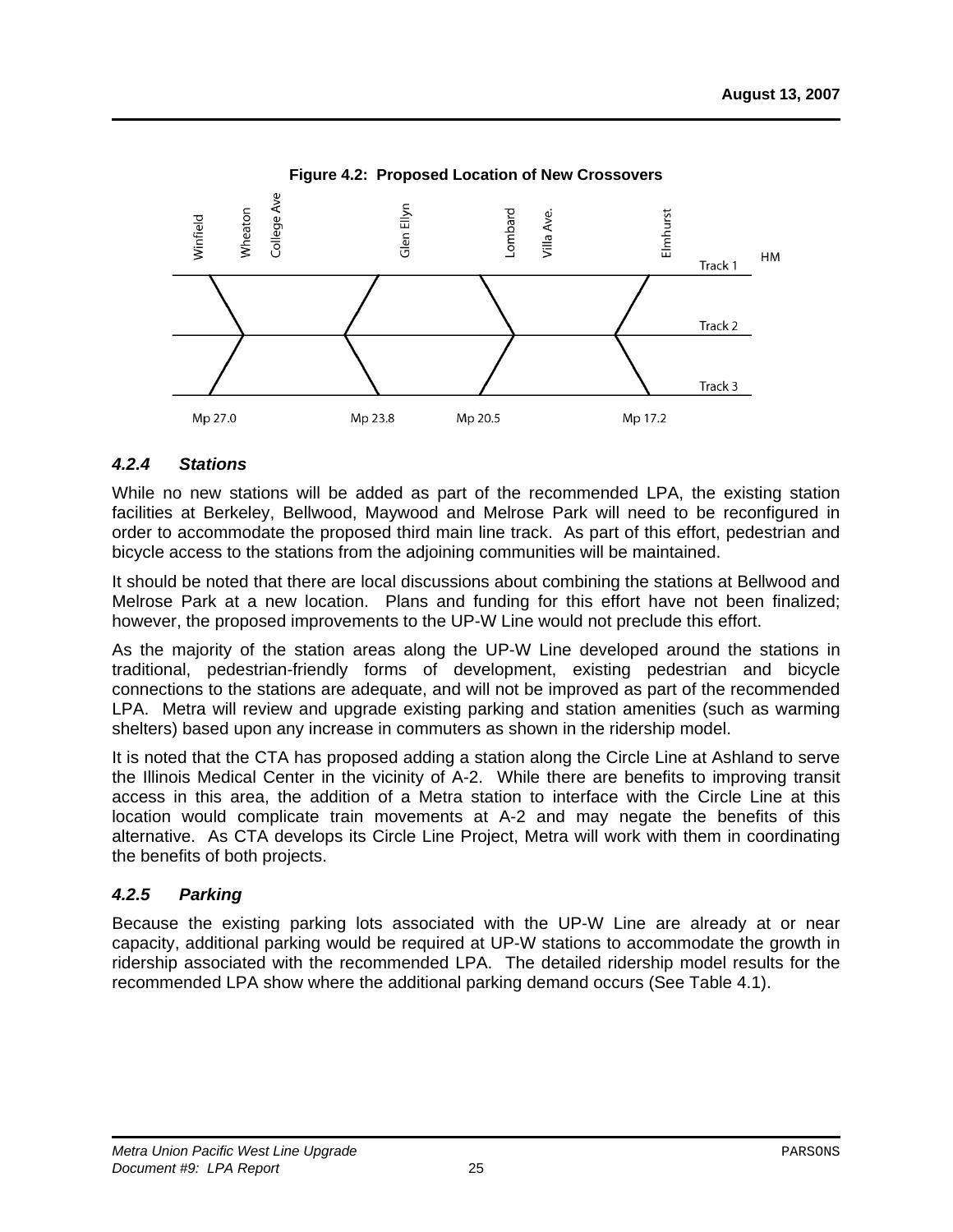**Figure 4.2: Proposed Location of New Crossovers**

### *4.2.4 Stations*

While no new stations will be added as part of the recommended LPA, the existing station facilities at Berkeley, Bellwood, Maywood and Melrose Park will need to be reconfigured in order to accommodate the proposed third main line track. As part of this effort, pedestrian and bicycle access to the stations from the adjoining communities will be maintained.

It should be noted that there are local discussions about combining the stations at Bellwood and Melrose Park at a new location. Plans and funding for this effort have not been finalized; however, the proposed improvements to the UP-W Line would not preclude this effort.

As the majority of the station areas along the UP-W Line developed around the stations in traditional, pedestrian-friendly forms of development, existing pedestrian and bicycle connections to the stations are adequate, and will not be improved as part of the recommended LPA. Metra will review and upgrade existing parking and station amenities (such as warming shelters) based upon any increase in commuters as shown in the ridership model.

It is noted that the CTA has proposed adding a station along the Circle Line at Ashland to serve the Illinois Medical Center in the vicinity of A-2. While there are benefits to improving transit access in this area, the addition of a Metra station to interface with the Circle Line at this location would complicate train movements at A-2 and may negate the benefits of this alternative. As CTA develops its Circle Line Project, Metra will work with them in coordinating the benefits of both projects.

### *4.2.5 Parking*

Because the existing parking lots associated with the UP-W Line are already at or near capacity, additional parking would be required at UP-W stations to accommodate the growth in ridership associated with the recommended LPA. The detailed ridership model results for the recommended LPA show where the additional parking demand occurs (See Table 4.1).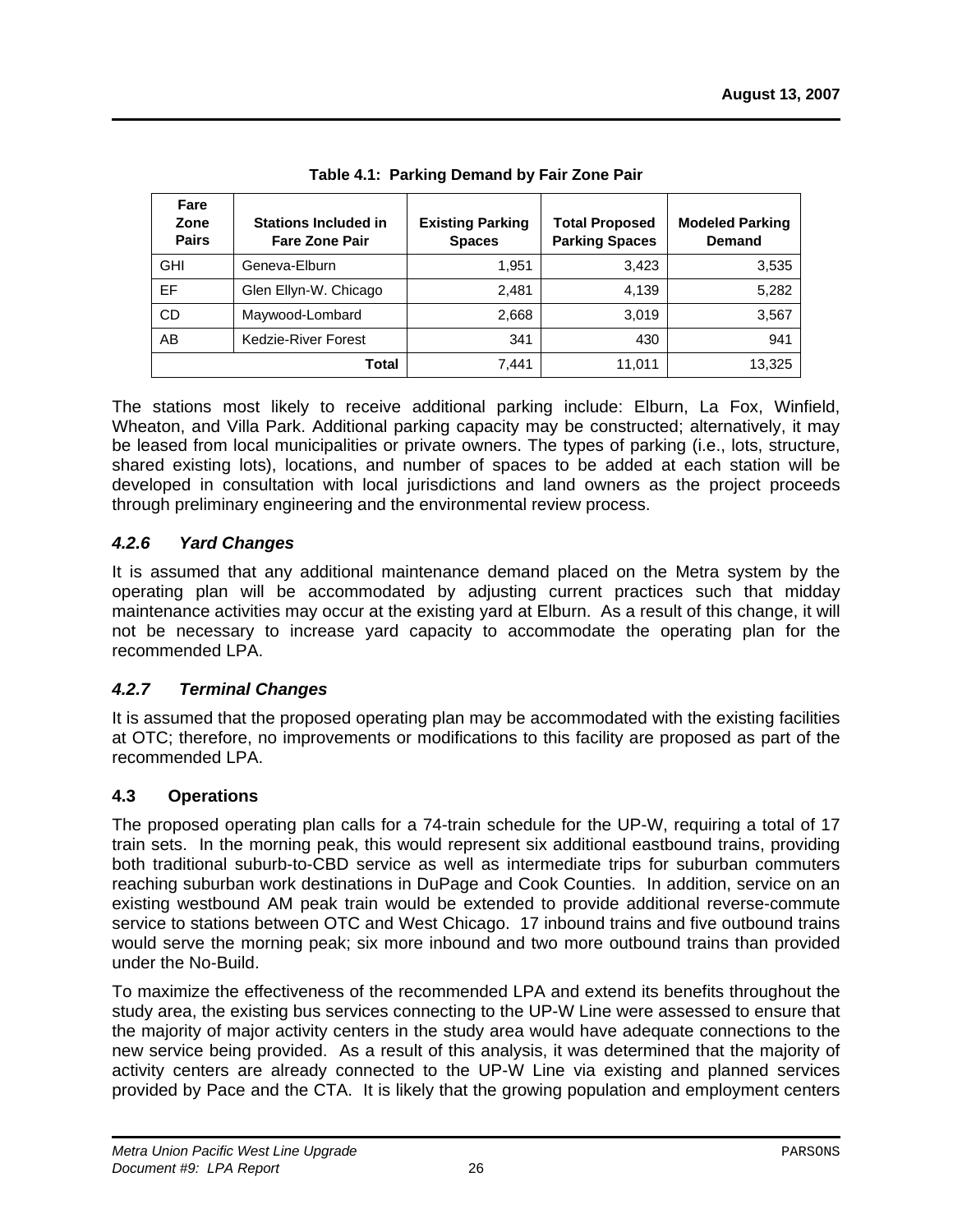**Table 4.1: Parking Demand by Fair Zone Pair**

| Fare Zone Pairs | Stations Included in Fare Zone Pair | Existing Parking Spaces | Total Proposed Parking Spaces | Modeled Parking Demand |
|---|---|---|---|---|
| GHI | Geneva-Elburn | 1,951 | 3,423 | 3,535 |
| EF | Glen Ellyn-W. Chicago | 2,481 | 4,139 | 5,282 |
| CD | Maywood-Lombard | 2,668 | 3,019 | 3,567 |
| AB | Kedzie-River Forest | 341 | 430 | 941 |
| | **Total** | 7,441 | 11,011 | 13,325 |

The stations most likely to receive additional parking include: Elburn, La Fox, Winfield, Wheaton, and Villa Park. Additional parking capacity may be constructed; alternatively, it may be leased from local municipalities or private owners. The types of parking (i.e., lots, structure, shared existing lots), locations, and number of spaces to be added at each station will be developed in consultation with local jurisdictions and land owners as the project proceeds through preliminary engineering and the environmental review process.

### *4.2.6 Yard Changes*

It is assumed that any additional maintenance demand placed on the Metra system by the operating plan will be accommodated by adjusting current practices such that midday maintenance activities may occur at the existing yard at Elburn. As a result of this change, it will not be necessary to increase yard capacity to accommodate the operating plan for the recommended LPA.

### *4.2.7 Terminal Changes*

It is assumed that the proposed operating plan may be accommodated with the existing facilities at OTC; therefore, no improvements or modifications to this facility are proposed as part of the recommended LPA.

## 4.3 Operations

The proposed operating plan calls for a 74-train schedule for the UP-W, requiring a total of 17 train sets. In the morning peak, this would represent six additional eastbound trains, providing both traditional suburb-to-CBD service as well as intermediate trips for suburban commuters reaching suburban work destinations in DuPage and Cook Counties. In addition, service on an existing westbound AM peak train would be extended to provide additional reverse-commute service to stations between OTC and West Chicago. 17 inbound trains and five outbound trains would serve the morning peak; six more inbound and two more outbound trains than provided under the No-Build.

To maximize the effectiveness of the recommended LPA and extend its benefits throughout the study area, the existing bus services connecting to the UP-W Line were assessed to ensure that the majority of major activity centers in the study area would have adequate connections to the new service being provided. As a result of this analysis, it was determined that the majority of activity centers are already connected to the UP-W Line via existing and planned services provided by Pace and the CTA. It is likely that the growing population and employment centers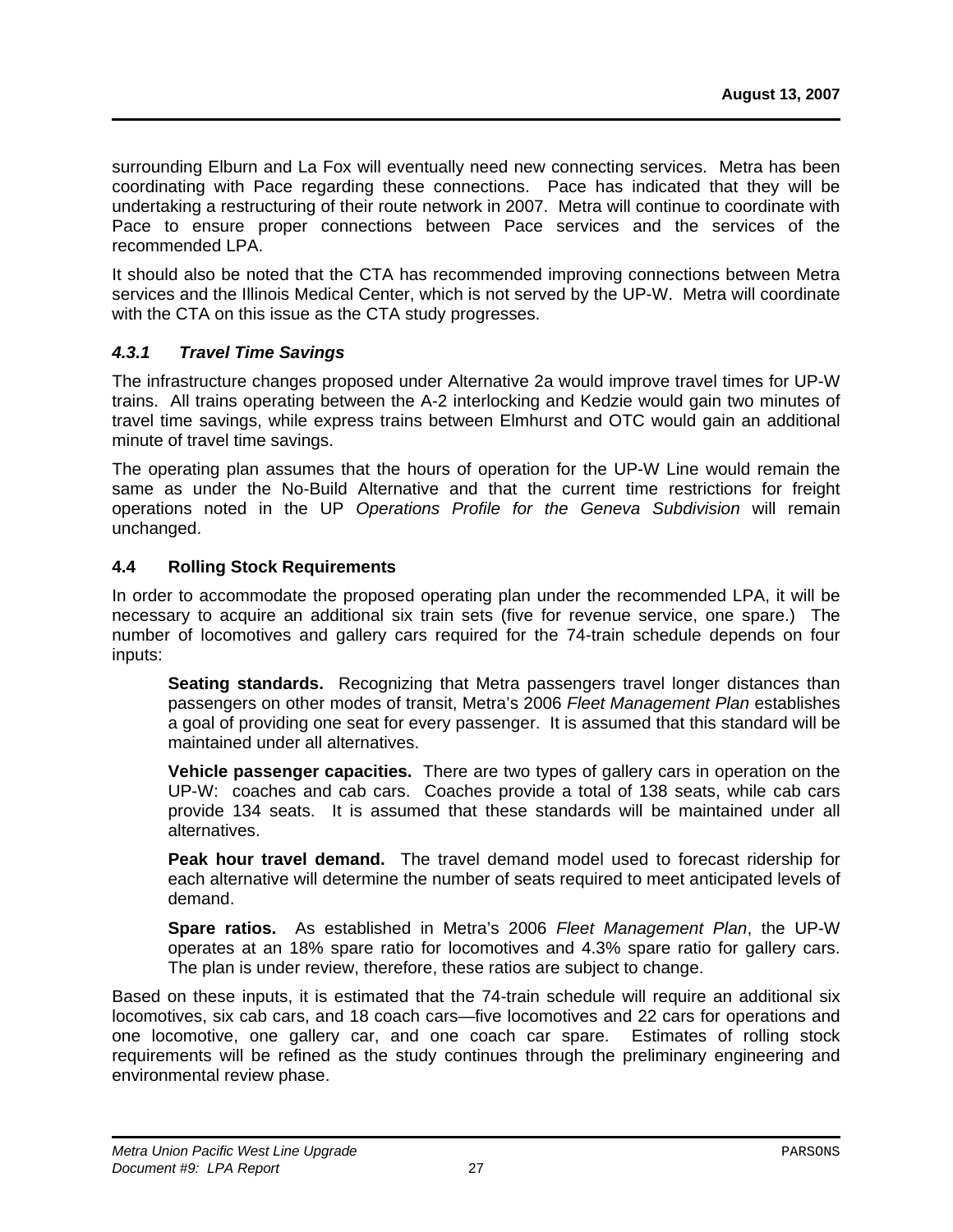surrounding Elburn and La Fox will eventually need new connecting services. Metra has been coordinating with Pace regarding these connections. Pace has indicated that they will be undertaking a restructuring of their route network in 2007. Metra will continue to coordinate with Pace to ensure proper connections between Pace services and the services of the recommended LPA.

It should also be noted that the CTA has recommended improving connections between Metra services and the Illinois Medical Center, which is not served by the UP-W. Metra will coordinate with the CTA on this issue as the CTA study progresses.

### *4.3.1 Travel Time Savings*

The infrastructure changes proposed under Alternative 2a would improve travel times for UP-W trains. All trains operating between the A-2 interlocking and Kedzie would gain two minutes of travel time savings, while express trains between Elmhurst and OTC would gain an additional minute of travel time savings.

The operating plan assumes that the hours of operation for the UP-W Line would remain the same as under the No-Build Alternative and that the current time restrictions for freight operations noted in the UP *Operations Profile for the Geneva Subdivision* will remain unchanged.

## 4.4 Rolling Stock Requirements

In order to accommodate the proposed operating plan under the recommended LPA, it will be necessary to acquire an additional six train sets (five for revenue service, one spare.) The number of locomotives and gallery cars required for the 74-train schedule depends on four inputs:

> **Seating standards.** Recognizing that Metra passengers travel longer distances than passengers on other modes of transit, Metra's 2006 *Fleet Management Plan* establishes a goal of providing one seat for every passenger. It is assumed that this standard will be maintained under all alternatives.
>
> **Vehicle passenger capacities.** There are two types of gallery cars in operation on the UP-W: coaches and cab cars. Coaches provide a total of 138 seats, while cab cars provide 134 seats. It is assumed that these standards will be maintained under all alternatives.
>
> **Peak hour travel demand.** The travel demand model used to forecast ridership for each alternative will determine the number of seats required to meet anticipated levels of demand.
>
> **Spare ratios.** As established in Metra's 2006 *Fleet Management Plan*, the UP-W operates at an 18% spare ratio for locomotives and 4.3% spare ratio for gallery cars. The plan is under review, therefore, these ratios are subject to change.

Based on these inputs, it is estimated that the 74-train schedule will require an additional six locomotives, six cab cars, and 18 coach cars—five locomotives and 22 cars for operations and one locomotive, one gallery car, and one coach car spare. Estimates of rolling stock requirements will be refined as the study continues through the preliminary engineering and environmental review phase.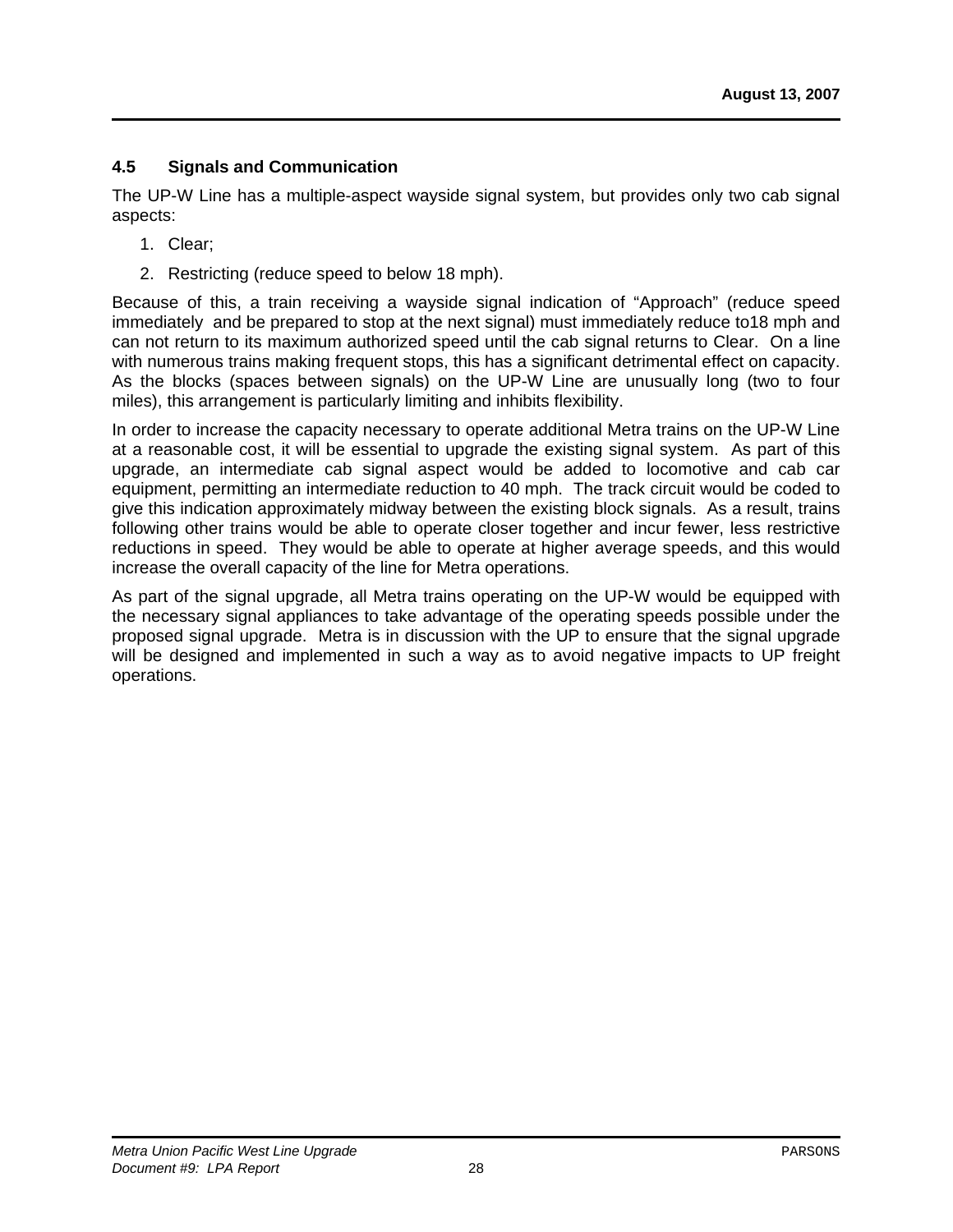### 4.5 Signals and Communication

The UP-W Line has a multiple-aspect wayside signal system, but provides only two cab signal aspects:

1. Clear;
2. Restricting (reduce speed to below 18 mph).

Because of this, a train receiving a wayside signal indication of “Approach” (reduce speed immediately and be prepared to stop at the next signal) must immediately reduce to18 mph and can not return to its maximum authorized speed until the cab signal returns to Clear. On a line with numerous trains making frequent stops, this has a significant detrimental effect on capacity. As the blocks (spaces between signals) on the UP-W Line are unusually long (two to four miles), this arrangement is particularly limiting and inhibits flexibility.

In order to increase the capacity necessary to operate additional Metra trains on the UP-W Line at a reasonable cost, it will be essential to upgrade the existing signal system. As part of this upgrade, an intermediate cab signal aspect would be added to locomotive and cab car equipment, permitting an intermediate reduction to 40 mph. The track circuit would be coded to give this indication approximately midway between the existing block signals. As a result, trains following other trains would be able to operate closer together and incur fewer, less restrictive reductions in speed. They would be able to operate at higher average speeds, and this would increase the overall capacity of the line for Metra operations.

As part of the signal upgrade, all Metra trains operating on the UP-W would be equipped with the necessary signal appliances to take advantage of the operating speeds possible under the proposed signal upgrade. Metra is in discussion with the UP to ensure that the signal upgrade will be designed and implemented in such a way as to avoid negative impacts to UP freight operations.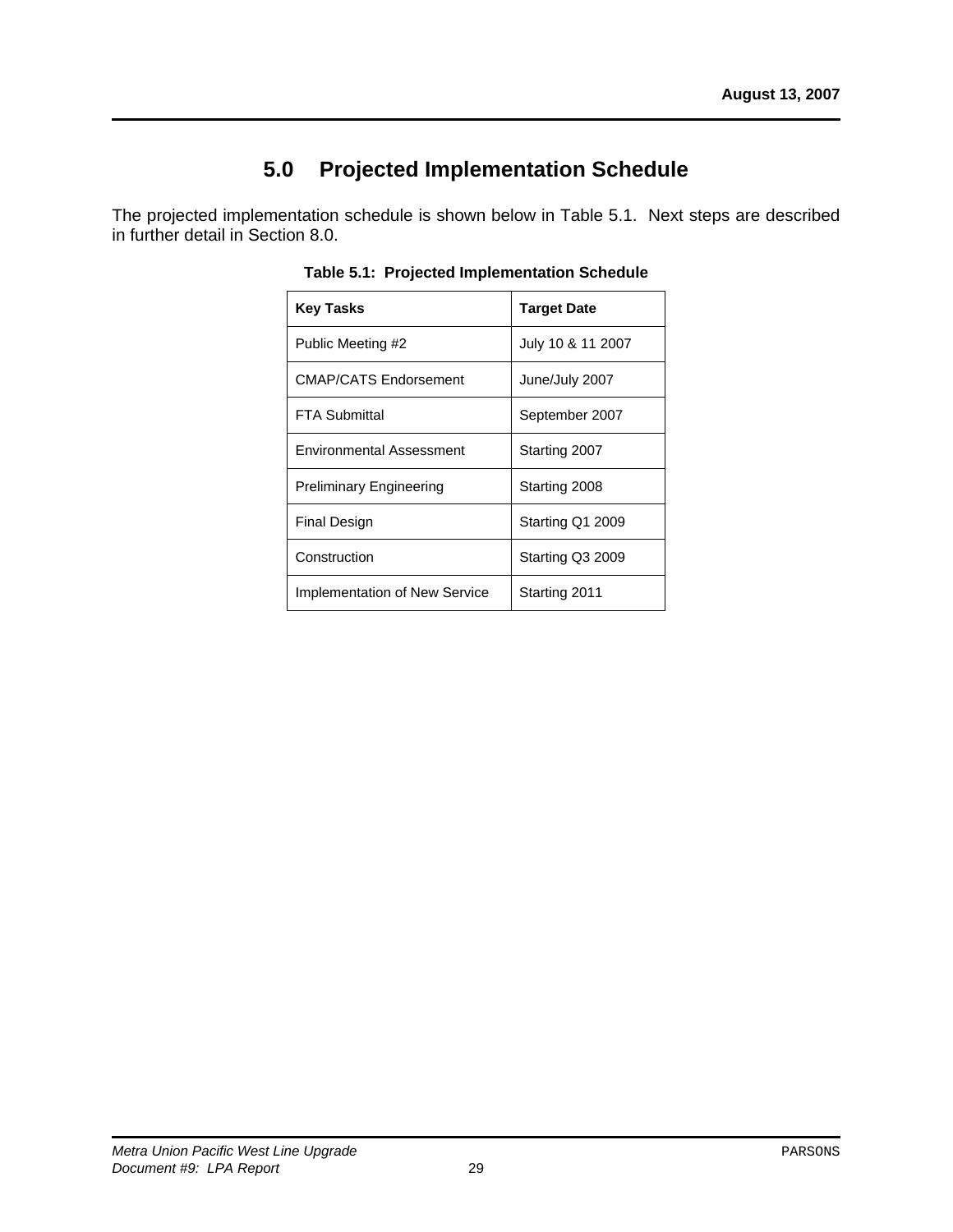# 5.0 Projected Implementation Schedule

The projected implementation schedule is shown below in Table 5.1. Next steps are described in further detail in Section 8.0.

**Table 5.1: Projected Implementation Schedule**

| Key Tasks | Target Date |
|---|---|
| Public Meeting #2 | July 10 & 11 2007 |
| CMAP/CATS Endorsement | June/July 2007 |
| FTA Submittal | September 2007 |
| Environmental Assessment | Starting 2007 |
| Preliminary Engineering | Starting 2008 |
| Final Design | Starting Q1 2009 |
| Construction | Starting Q3 2009 |
| Implementation of New Service | Starting 2011 |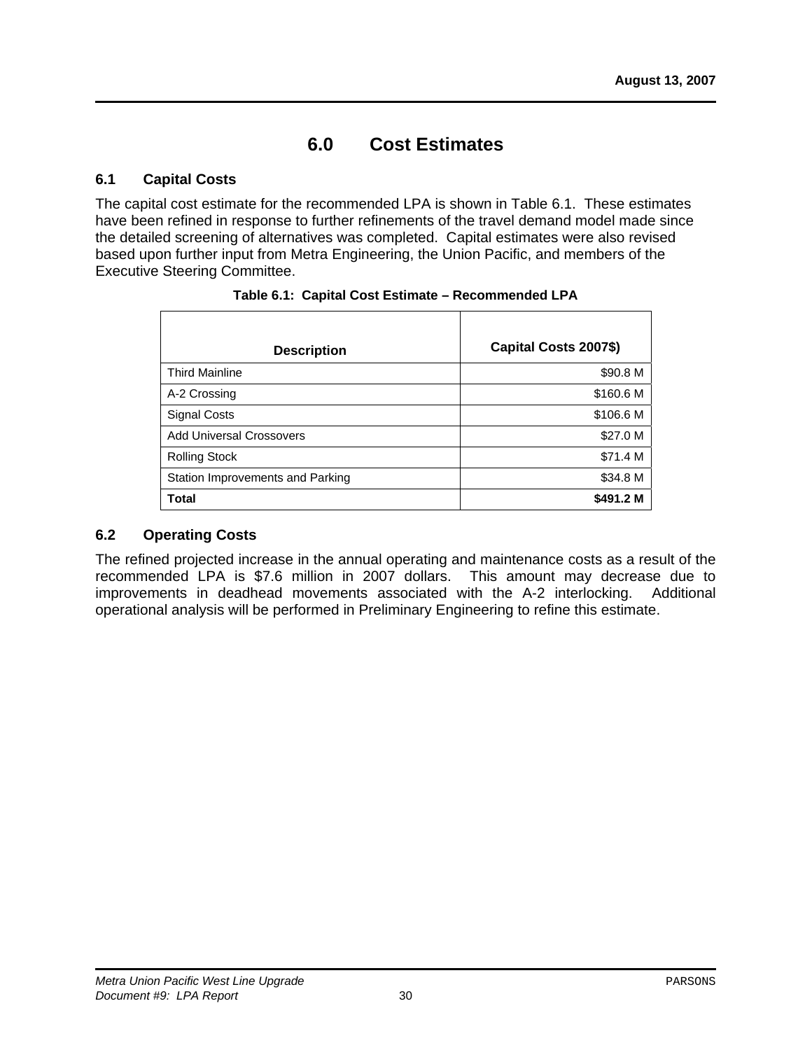# 6.0 Cost Estimates

## 6.1 Capital Costs

The capital cost estimate for the recommended LPA is shown in Table 6.1. These estimates have been refined in response to further refinements of the travel demand model made since the detailed screening of alternatives was completed. Capital estimates were also revised based upon further input from Metra Engineering, the Union Pacific, and members of the Executive Steering Committee.

**Table 6.1: Capital Cost Estimate – Recommended LPA**

| Description | Capital Costs 2007$) |
|---|---:|
| Third Mainline | $90.8 M |
| A-2 Crossing | $160.6 M |
| Signal Costs | $106.6 M |
| Add Universal Crossovers | $27.0 M |
| Rolling Stock | $71.4 M |
| Station Improvements and Parking | $34.8 M |
| **Total** | **$491.2 M** |

## 6.2 Operating Costs

The refined projected increase in the annual operating and maintenance costs as a result of the recommended LPA is $7.6 million in 2007 dollars. This amount may decrease due to improvements in deadhead movements associated with the A-2 interlocking. Additional operational analysis will be performed in Preliminary Engineering to refine this estimate.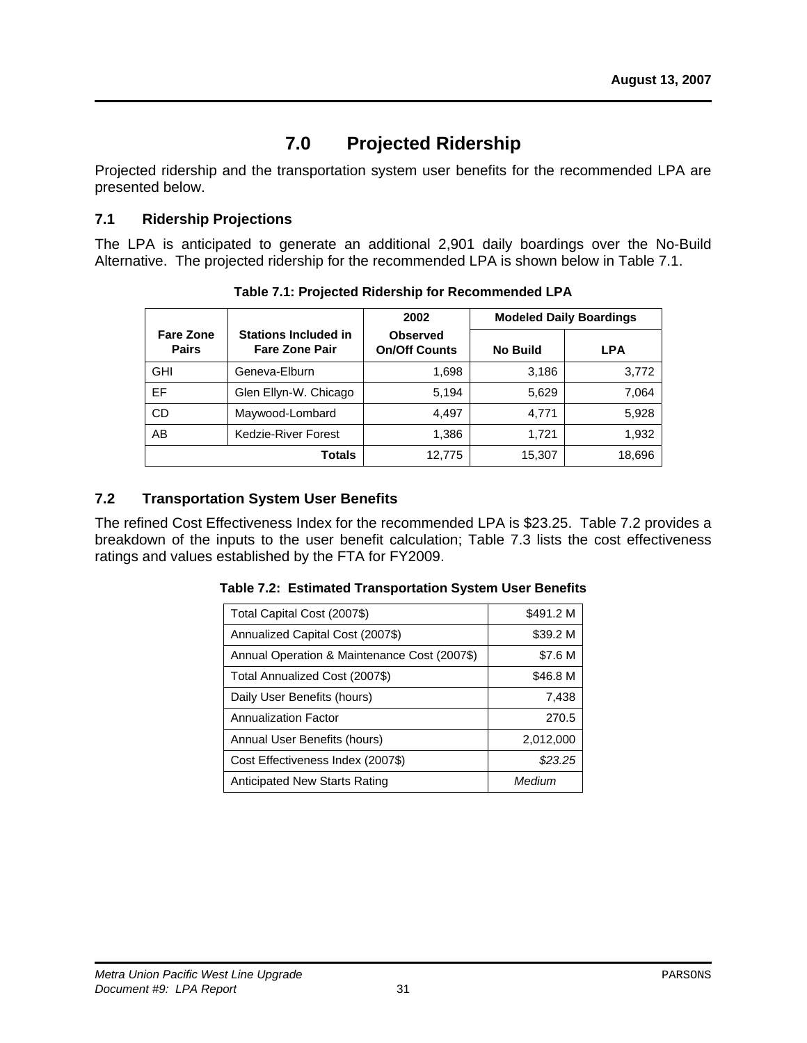# 7.0 Projected Ridership

Projected ridership and the transportation system user benefits for the recommended LPA are presented below.

## 7.1 Ridership Projections

The LPA is anticipated to generate an additional 2,901 daily boardings over the No-Build Alternative. The projected ridership for the recommended LPA is shown below in Table 7.1.

**Table 7.1: Projected Ridership for Recommended LPA**

| Fare Zone Pairs | Stations Included in Fare Zone Pair | 2002 Observed On/Off Counts | Modeled Daily Boardings | |
|---|---|---|---|---|
| | | | No Build | LPA |
| GHI | Geneva-Elburn | 1,698 | 3,186 | 3,772 |
| EF | Glen Ellyn-W. Chicago | 5,194 | 5,629 | 7,064 |
| CD | Maywood-Lombard | 4,497 | 4,771 | 5,928 |
| AB | Kedzie-River Forest | 1,386 | 1,721 | 1,932 |
| | **Totals** | 12,775 | 15,307 | 18,696 |

## 7.2 Transportation System User Benefits

The refined Cost Effectiveness Index for the recommended LPA is $23.25. Table 7.2 provides a breakdown of the inputs to the user benefit calculation; Table 7.3 lists the cost effectiveness ratings and values established by the FTA for FY2009.

**Table 7.2: Estimated Transportation System User Benefits**

| | |
|---|---|
| Total Capital Cost (2007$) | $491.2 M |
| Annualized Capital Cost (2007$) | $39.2 M |
| Annual Operation & Maintenance Cost (2007$) | $7.6 M |
| Total Annualized Cost (2007$) | $46.8 M |
| Daily User Benefits (hours) | 7,438 |
| Annualization Factor | 270.5 |
| Annual User Benefits (hours) | 2,012,000 |
| Cost Effectiveness Index (2007$) | *$23.25* |
| Anticipated New Starts Rating | *Medium* |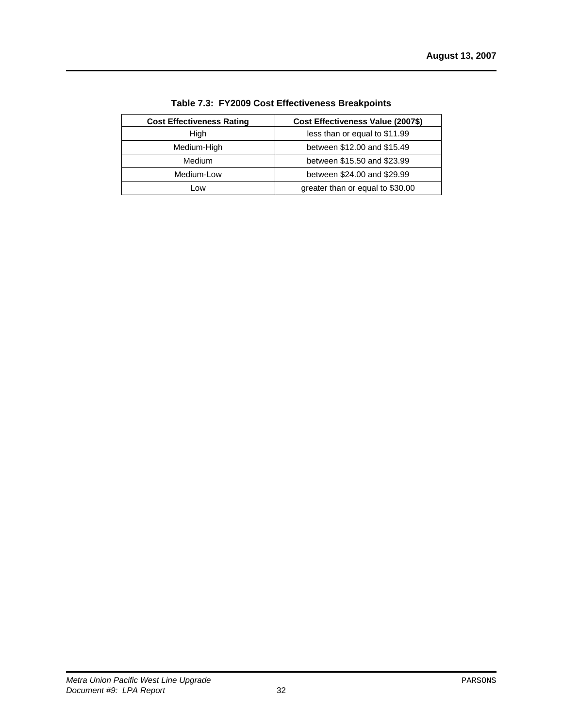**Table 7.3: FY2009 Cost Effectiveness Breakpoints**

| Cost Effectiveness Rating | Cost Effectiveness Value (2007$) |
|---|---|
| High | less than or equal to $11.99 |
| Medium-High | between $12.00 and $15.49 |
| Medium | between $15.50 and $23.99 |
| Medium-Low | between $24.00 and $29.99 |
| Low | greater than or equal to $30.00 |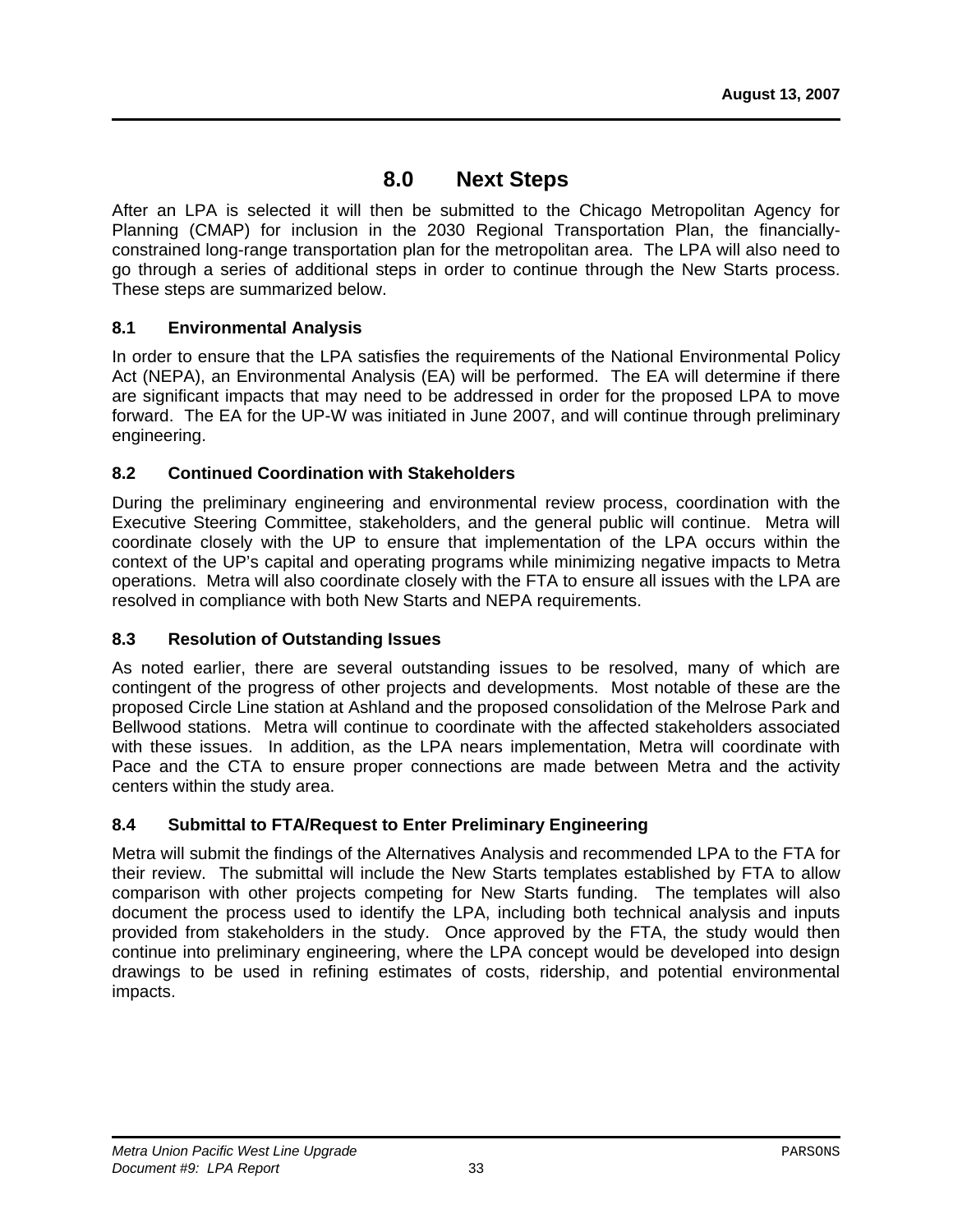# 8.0 Next Steps

After an LPA is selected it will then be submitted to the Chicago Metropolitan Agency for Planning (CMAP) for inclusion in the 2030 Regional Transportation Plan, the financially-constrained long-range transportation plan for the metropolitan area. The LPA will also need to go through a series of additional steps in order to continue through the New Starts process. These steps are summarized below.

## 8.1 Environmental Analysis

In order to ensure that the LPA satisfies the requirements of the National Environmental Policy Act (NEPA), an Environmental Analysis (EA) will be performed. The EA will determine if there are significant impacts that may need to be addressed in order for the proposed LPA to move forward. The EA for the UP-W was initiated in June 2007, and will continue through preliminary engineering.

## 8.2 Continued Coordination with Stakeholders

During the preliminary engineering and environmental review process, coordination with the Executive Steering Committee, stakeholders, and the general public will continue. Metra will coordinate closely with the UP to ensure that implementation of the LPA occurs within the context of the UP's capital and operating programs while minimizing negative impacts to Metra operations. Metra will also coordinate closely with the FTA to ensure all issues with the LPA are resolved in compliance with both New Starts and NEPA requirements.

## 8.3 Resolution of Outstanding Issues

As noted earlier, there are several outstanding issues to be resolved, many of which are contingent of the progress of other projects and developments. Most notable of these are the proposed Circle Line station at Ashland and the proposed consolidation of the Melrose Park and Bellwood stations. Metra will continue to coordinate with the affected stakeholders associated with these issues. In addition, as the LPA nears implementation, Metra will coordinate with Pace and the CTA to ensure proper connections are made between Metra and the activity centers within the study area.

## 8.4 Submittal to FTA/Request to Enter Preliminary Engineering

Metra will submit the findings of the Alternatives Analysis and recommended LPA to the FTA for their review. The submittal will include the New Starts templates established by FTA to allow comparison with other projects competing for New Starts funding. The templates will also document the process used to identify the LPA, including both technical analysis and inputs provided from stakeholders in the study. Once approved by the FTA, the study would then continue into preliminary engineering, where the LPA concept would be developed into design drawings to be used in refining estimates of costs, ridership, and potential environmental impacts.